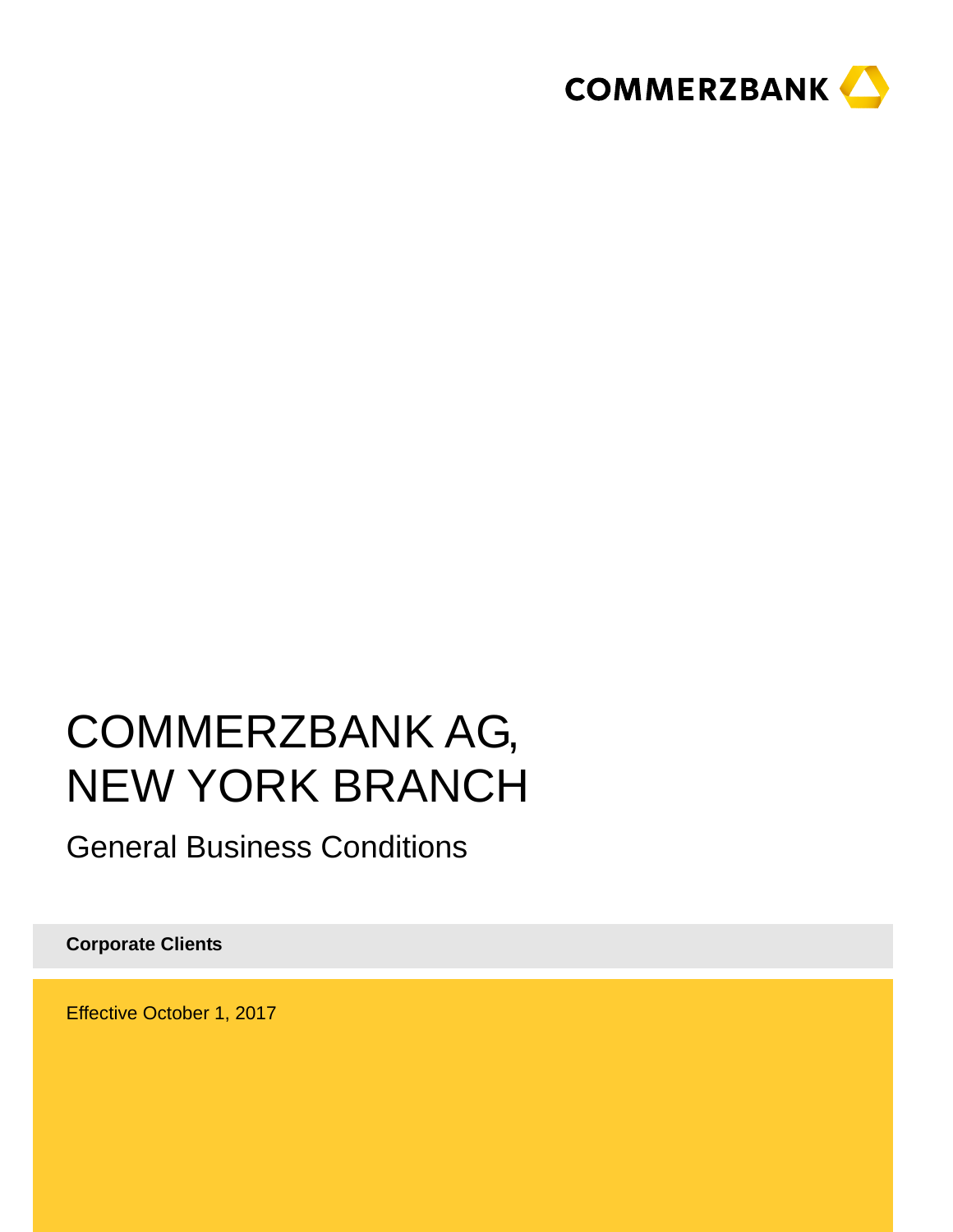COMMERZBANK

# COMMERZBANK AG, NEW YORK BRANCH

## General Business Conditions

**Corporate Clients**

Effective October 1, 2017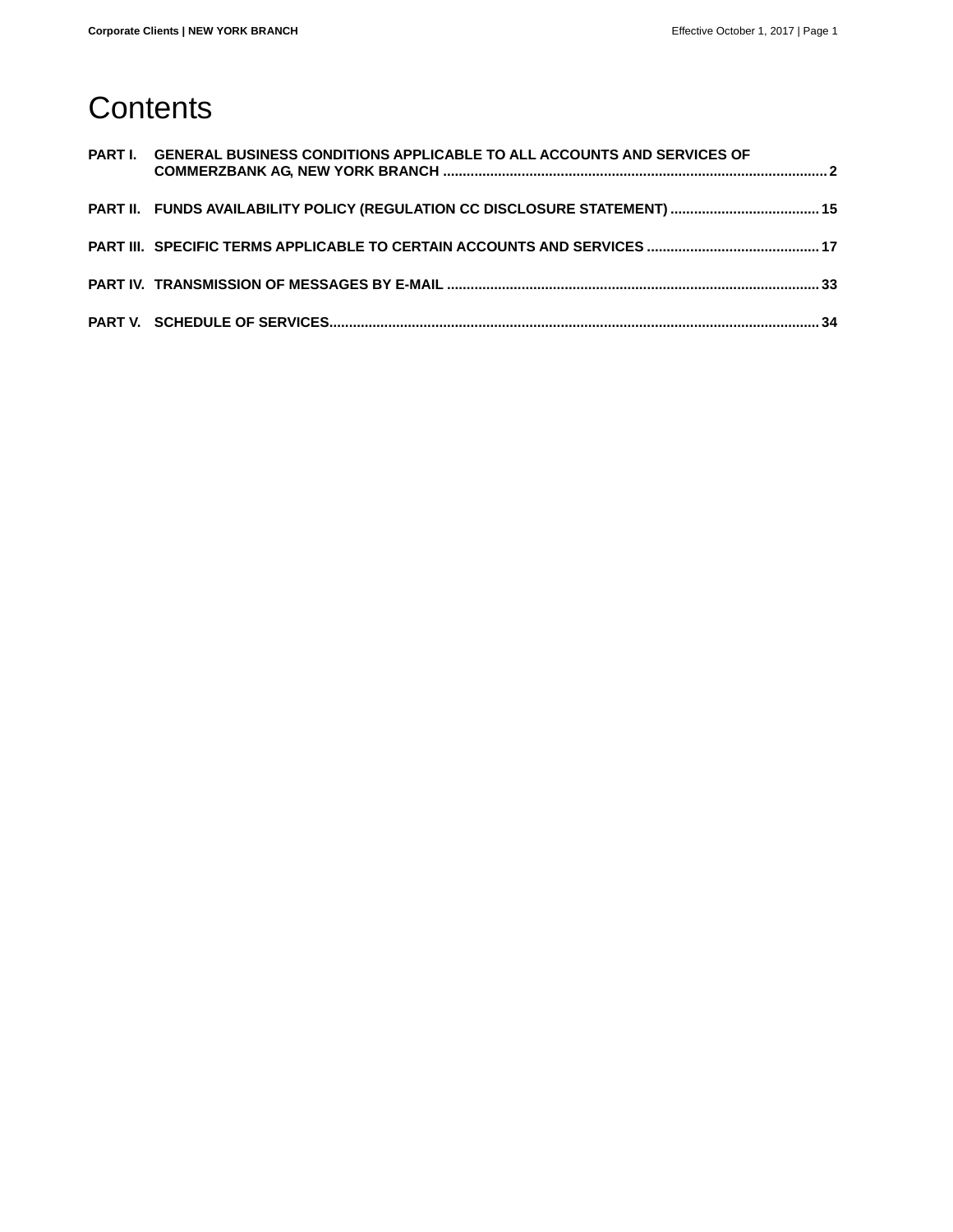# Contents

| | | |
|---|---|---|
| **PART I.** | **GENERAL BUSINESS CONDITIONS APPLICABLE TO ALL ACCOUNTS AND SERVICES OF COMMERZBANK AG, NEW YORK BRANCH** | **2** |
| **PART II.** | **FUNDS AVAILABILITY POLICY (REGULATION CC DISCLOSURE STATEMENT)** | **15** |
| **PART III.** | **SPECIFIC TERMS APPLICABLE TO CERTAIN ACCOUNTS AND SERVICES** | **17** |
| **PART IV.** | **TRANSMISSION OF MESSAGES BY E-MAIL** | **33** |
| **PART V.** | **SCHEDULE OF SERVICES** | **34** |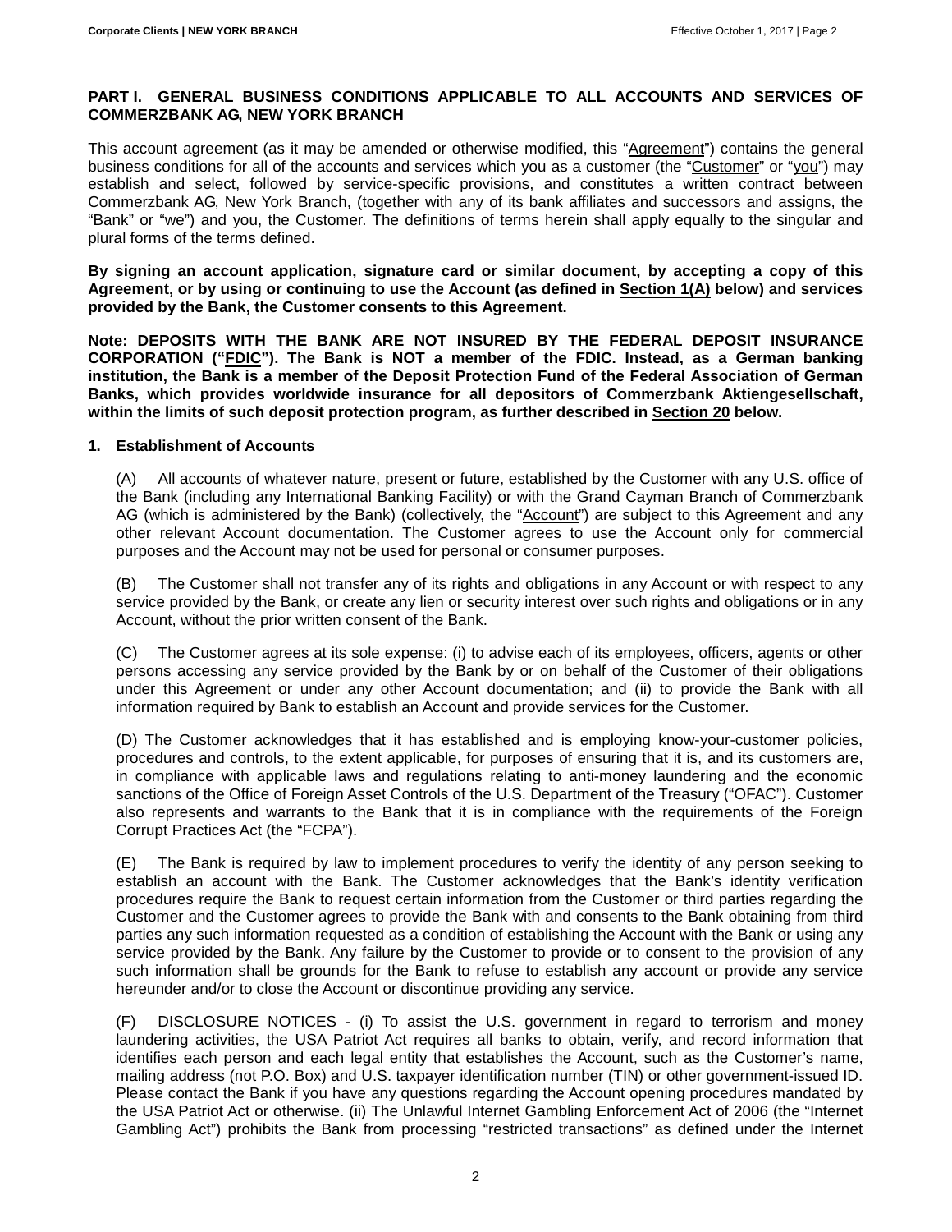**PART I. GENERAL BUSINESS CONDITIONS APPLICABLE TO ALL ACCOUNTS AND SERVICES OF COMMERZBANK AG, NEW YORK BRANCH**

This account agreement (as it may be amended or otherwise modified, this "Agreement") contains the general business conditions for all of the accounts and services which you as a customer (the "Customer" or "you") may establish and select, followed by service-specific provisions, and constitutes a written contract between Commerzbank AG, New York Branch, (together with any of its bank affiliates and successors and assigns, the "Bank" or "we") and you, the Customer. The definitions of terms herein shall apply equally to the singular and plural forms of the terms defined.

**By signing an account application, signature card or similar document, by accepting a copy of this Agreement, or by using or continuing to use the Account (as defined in Section 1(A) below) and services provided by the Bank, the Customer consents to this Agreement.**

**Note: DEPOSITS WITH THE BANK ARE NOT INSURED BY THE FEDERAL DEPOSIT INSURANCE CORPORATION ("FDIC"). The Bank is NOT a member of the FDIC. Instead, as a German banking institution, the Bank is a member of the Deposit Protection Fund of the Federal Association of German Banks, which provides worldwide insurance for all depositors of Commerzbank Aktiengesellschaft, within the limits of such deposit protection program, as further described in Section 20 below.**

**1. Establishment of Accounts**

(A) All accounts of whatever nature, present or future, established by the Customer with any U.S. office of the Bank (including any International Banking Facility) or with the Grand Cayman Branch of Commerzbank AG (which is administered by the Bank) (collectively, the "Account") are subject to this Agreement and any other relevant Account documentation. The Customer agrees to use the Account only for commercial purposes and the Account may not be used for personal or consumer purposes.

(B) The Customer shall not transfer any of its rights and obligations in any Account or with respect to any service provided by the Bank, or create any lien or security interest over such rights and obligations or in any Account, without the prior written consent of the Bank.

(C) The Customer agrees at its sole expense: (i) to advise each of its employees, officers, agents or other persons accessing any service provided by the Bank by or on behalf of the Customer of their obligations under this Agreement or under any other Account documentation; and (ii) to provide the Bank with all information required by Bank to establish an Account and provide services for the Customer.

(D) The Customer acknowledges that it has established and is employing know-your-customer policies, procedures and controls, to the extent applicable, for purposes of ensuring that it is, and its customers are, in compliance with applicable laws and regulations relating to anti-money laundering and the economic sanctions of the Office of Foreign Asset Controls of the U.S. Department of the Treasury ("OFAC"). Customer also represents and warrants to the Bank that it is in compliance with the requirements of the Foreign Corrupt Practices Act (the "FCPA").

(E) The Bank is required by law to implement procedures to verify the identity of any person seeking to establish an account with the Bank. The Customer acknowledges that the Bank's identity verification procedures require the Bank to request certain information from the Customer or third parties regarding the Customer and the Customer agrees to provide the Bank with and consents to the Bank obtaining from third parties any such information requested as a condition of establishing the Account with the Bank or using any service provided by the Bank. Any failure by the Customer to provide or to consent to the provision of any such information shall be grounds for the Bank to refuse to establish any account or provide any service hereunder and/or to close the Account or discontinue providing any service.

(F) DISCLOSURE NOTICES - (i) To assist the U.S. government in regard to terrorism and money laundering activities, the USA Patriot Act requires all banks to obtain, verify, and record information that identifies each person and each legal entity that establishes the Account, such as the Customer's name, mailing address (not P.O. Box) and U.S. taxpayer identification number (TIN) or other government-issued ID. Please contact the Bank if you have any questions regarding the Account opening procedures mandated by the USA Patriot Act or otherwise. (ii) The Unlawful Internet Gambling Enforcement Act of 2006 (the "Internet Gambling Act") prohibits the Bank from processing "restricted transactions" as defined under the Internet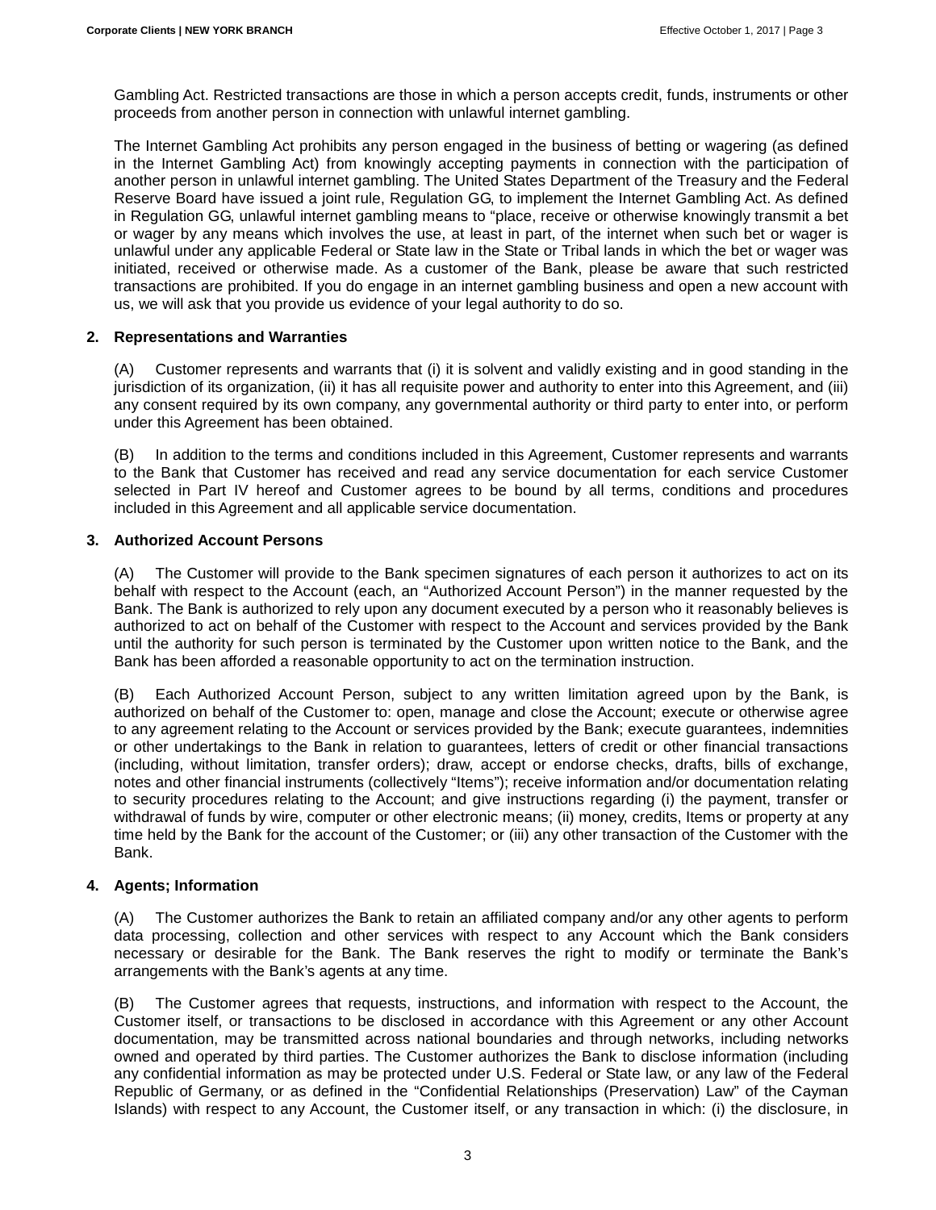Gambling Act. Restricted transactions are those in which a person accepts credit, funds, instruments or other proceeds from another person in connection with unlawful internet gambling.

The Internet Gambling Act prohibits any person engaged in the business of betting or wagering (as defined in the Internet Gambling Act) from knowingly accepting payments in connection with the participation of another person in unlawful internet gambling. The United States Department of the Treasury and the Federal Reserve Board have issued a joint rule, Regulation GG, to implement the Internet Gambling Act. As defined in Regulation GG, unlawful internet gambling means to "place, receive or otherwise knowingly transmit a bet or wager by any means which involves the use, at least in part, of the internet when such bet or wager is unlawful under any applicable Federal or State law in the State or Tribal lands in which the bet or wager was initiated, received or otherwise made. As a customer of the Bank, please be aware that such restricted transactions are prohibited. If you do engage in an internet gambling business and open a new account with us, we will ask that you provide us evidence of your legal authority to do so.

**2. Representations and Warranties**

(A) Customer represents and warrants that (i) it is solvent and validly existing and in good standing in the jurisdiction of its organization, (ii) it has all requisite power and authority to enter into this Agreement, and (iii) any consent required by its own company, any governmental authority or third party to enter into, or perform under this Agreement has been obtained.

(B) In addition to the terms and conditions included in this Agreement, Customer represents and warrants to the Bank that Customer has received and read any service documentation for each service Customer selected in Part IV hereof and Customer agrees to be bound by all terms, conditions and procedures included in this Agreement and all applicable service documentation.

**3. Authorized Account Persons**

(A) The Customer will provide to the Bank specimen signatures of each person it authorizes to act on its behalf with respect to the Account (each, an "Authorized Account Person") in the manner requested by the Bank. The Bank is authorized to rely upon any document executed by a person who it reasonably believes is authorized to act on behalf of the Customer with respect to the Account and services provided by the Bank until the authority for such person is terminated by the Customer upon written notice to the Bank, and the Bank has been afforded a reasonable opportunity to act on the termination instruction.

(B) Each Authorized Account Person, subject to any written limitation agreed upon by the Bank, is authorized on behalf of the Customer to: open, manage and close the Account; execute or otherwise agree to any agreement relating to the Account or services provided by the Bank; execute guarantees, indemnities or other undertakings to the Bank in relation to guarantees, letters of credit or other financial transactions (including, without limitation, transfer orders); draw, accept or endorse checks, drafts, bills of exchange, notes and other financial instruments (collectively "Items"); receive information and/or documentation relating to security procedures relating to the Account; and give instructions regarding (i) the payment, transfer or withdrawal of funds by wire, computer or other electronic means; (ii) money, credits, Items or property at any time held by the Bank for the account of the Customer; or (iii) any other transaction of the Customer with the Bank.

**4. Agents; Information**

(A) The Customer authorizes the Bank to retain an affiliated company and/or any other agents to perform data processing, collection and other services with respect to any Account which the Bank considers necessary or desirable for the Bank. The Bank reserves the right to modify or terminate the Bank's arrangements with the Bank's agents at any time.

(B) The Customer agrees that requests, instructions, and information with respect to the Account, the Customer itself, or transactions to be disclosed in accordance with this Agreement or any other Account documentation, may be transmitted across national boundaries and through networks, including networks owned and operated by third parties. The Customer authorizes the Bank to disclose information (including any confidential information as may be protected under U.S. Federal or State law, or any law of the Federal Republic of Germany, or as defined in the "Confidential Relationships (Preservation) Law" of the Cayman Islands) with respect to any Account, the Customer itself, or any transaction in which: (i) the disclosure, in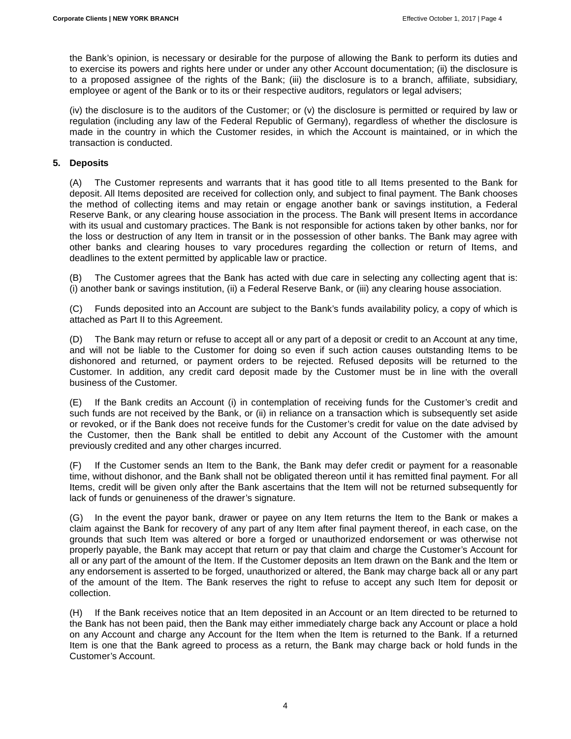the Bank's opinion, is necessary or desirable for the purpose of allowing the Bank to perform its duties and to exercise its powers and rights here under or under any other Account documentation; (ii) the disclosure is to a proposed assignee of the rights of the Bank; (iii) the disclosure is to a branch, affiliate, subsidiary, employee or agent of the Bank or to its or their respective auditors, regulators or legal advisers;

(iv) the disclosure is to the auditors of the Customer; or (v) the disclosure is permitted or required by law or regulation (including any law of the Federal Republic of Germany), regardless of whether the disclosure is made in the country in which the Customer resides, in which the Account is maintained, or in which the transaction is conducted.

## 5. Deposits

(A) The Customer represents and warrants that it has good title to all Items presented to the Bank for deposit. All Items deposited are received for collection only, and subject to final payment. The Bank chooses the method of collecting items and may retain or engage another bank or savings institution, a Federal Reserve Bank, or any clearing house association in the process. The Bank will present Items in accordance with its usual and customary practices. The Bank is not responsible for actions taken by other banks, nor for the loss or destruction of any Item in transit or in the possession of other banks. The Bank may agree with other banks and clearing houses to vary procedures regarding the collection or return of Items, and deadlines to the extent permitted by applicable law or practice.

(B) The Customer agrees that the Bank has acted with due care in selecting any collecting agent that is: (i) another bank or savings institution, (ii) a Federal Reserve Bank, or (iii) any clearing house association.

(C) Funds deposited into an Account are subject to the Bank's funds availability policy, a copy of which is attached as Part II to this Agreement.

(D) The Bank may return or refuse to accept all or any part of a deposit or credit to an Account at any time, and will not be liable to the Customer for doing so even if such action causes outstanding Items to be dishonored and returned, or payment orders to be rejected. Refused deposits will be returned to the Customer. In addition, any credit card deposit made by the Customer must be in line with the overall business of the Customer.

(E) If the Bank credits an Account (i) in contemplation of receiving funds for the Customer's credit and such funds are not received by the Bank, or (ii) in reliance on a transaction which is subsequently set aside or revoked, or if the Bank does not receive funds for the Customer's credit for value on the date advised by the Customer, then the Bank shall be entitled to debit any Account of the Customer with the amount previously credited and any other charges incurred.

(F) If the Customer sends an Item to the Bank, the Bank may defer credit or payment for a reasonable time, without dishonor, and the Bank shall not be obligated thereon until it has remitted final payment. For all Items, credit will be given only after the Bank ascertains that the Item will not be returned subsequently for lack of funds or genuineness of the drawer's signature.

(G) In the event the payor bank, drawer or payee on any Item returns the Item to the Bank or makes a claim against the Bank for recovery of any part of any Item after final payment thereof, in each case, on the grounds that such Item was altered or bore a forged or unauthorized endorsement or was otherwise not properly payable, the Bank may accept that return or pay that claim and charge the Customer's Account for all or any part of the amount of the Item. If the Customer deposits an Item drawn on the Bank and the Item or any endorsement is asserted to be forged, unauthorized or altered, the Bank may charge back all or any part of the amount of the Item. The Bank reserves the right to refuse to accept any such Item for deposit or collection.

(H) If the Bank receives notice that an Item deposited in an Account or an Item directed to be returned to the Bank has not been paid, then the Bank may either immediately charge back any Account or place a hold on any Account and charge any Account for the Item when the Item is returned to the Bank. If a returned Item is one that the Bank agreed to process as a return, the Bank may charge back or hold funds in the Customer's Account.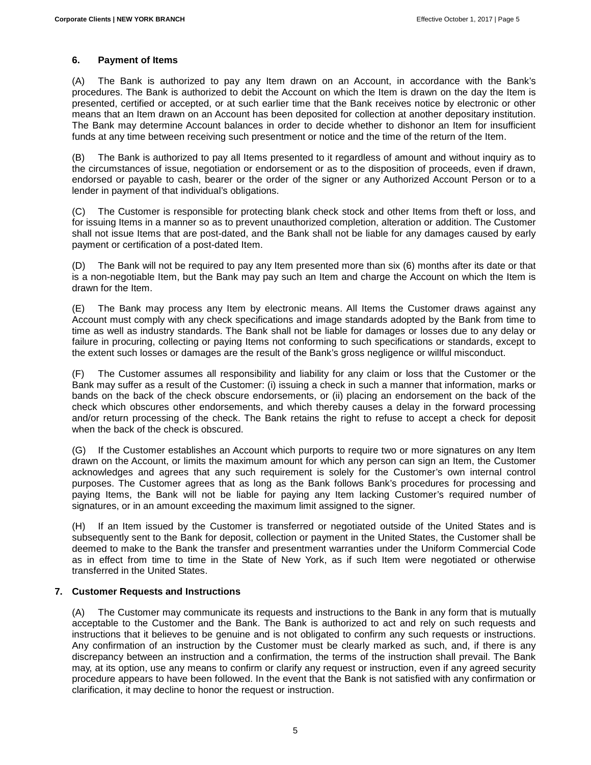## 6. Payment of Items

(A) The Bank is authorized to pay any Item drawn on an Account, in accordance with the Bank's procedures. The Bank is authorized to debit the Account on which the Item is drawn on the day the Item is presented, certified or accepted, or at such earlier time that the Bank receives notice by electronic or other means that an Item drawn on an Account has been deposited for collection at another depositary institution. The Bank may determine Account balances in order to decide whether to dishonor an Item for insufficient funds at any time between receiving such presentment or notice and the time of the return of the Item.

(B) The Bank is authorized to pay all Items presented to it regardless of amount and without inquiry as to the circumstances of issue, negotiation or endorsement or as to the disposition of proceeds, even if drawn, endorsed or payable to cash, bearer or the order of the signer or any Authorized Account Person or to a lender in payment of that individual's obligations.

(C) The Customer is responsible for protecting blank check stock and other Items from theft or loss, and for issuing Items in a manner so as to prevent unauthorized completion, alteration or addition. The Customer shall not issue Items that are post-dated, and the Bank shall not be liable for any damages caused by early payment or certification of a post-dated Item.

(D) The Bank will not be required to pay any Item presented more than six (6) months after its date or that is a non-negotiable Item, but the Bank may pay such an Item and charge the Account on which the Item is drawn for the Item.

(E) The Bank may process any Item by electronic means. All Items the Customer draws against any Account must comply with any check specifications and image standards adopted by the Bank from time to time as well as industry standards. The Bank shall not be liable for damages or losses due to any delay or failure in procuring, collecting or paying Items not conforming to such specifications or standards, except to the extent such losses or damages are the result of the Bank's gross negligence or willful misconduct.

(F) The Customer assumes all responsibility and liability for any claim or loss that the Customer or the Bank may suffer as a result of the Customer: (i) issuing a check in such a manner that information, marks or bands on the back of the check obscure endorsements, or (ii) placing an endorsement on the back of the check which obscures other endorsements, and which thereby causes a delay in the forward processing and/or return processing of the check. The Bank retains the right to refuse to accept a check for deposit when the back of the check is obscured.

(G) If the Customer establishes an Account which purports to require two or more signatures on any Item drawn on the Account, or limits the maximum amount for which any person can sign an Item, the Customer acknowledges and agrees that any such requirement is solely for the Customer's own internal control purposes. The Customer agrees that as long as the Bank follows Bank's procedures for processing and paying Items, the Bank will not be liable for paying any Item lacking Customer's required number of signatures, or in an amount exceeding the maximum limit assigned to the signer.

(H) If an Item issued by the Customer is transferred or negotiated outside of the United States and is subsequently sent to the Bank for deposit, collection or payment in the United States, the Customer shall be deemed to make to the Bank the transfer and presentment warranties under the Uniform Commercial Code as in effect from time to time in the State of New York, as if such Item were negotiated or otherwise transferred in the United States.

## 7. Customer Requests and Instructions

(A) The Customer may communicate its requests and instructions to the Bank in any form that is mutually acceptable to the Customer and the Bank. The Bank is authorized to act and rely on such requests and instructions that it believes to be genuine and is not obligated to confirm any such requests or instructions. Any confirmation of an instruction by the Customer must be clearly marked as such, and, if there is any discrepancy between an instruction and a confirmation, the terms of the instruction shall prevail. The Bank may, at its option, use any means to confirm or clarify any request or instruction, even if any agreed security procedure appears to have been followed. In the event that the Bank is not satisfied with any confirmation or clarification, it may decline to honor the request or instruction.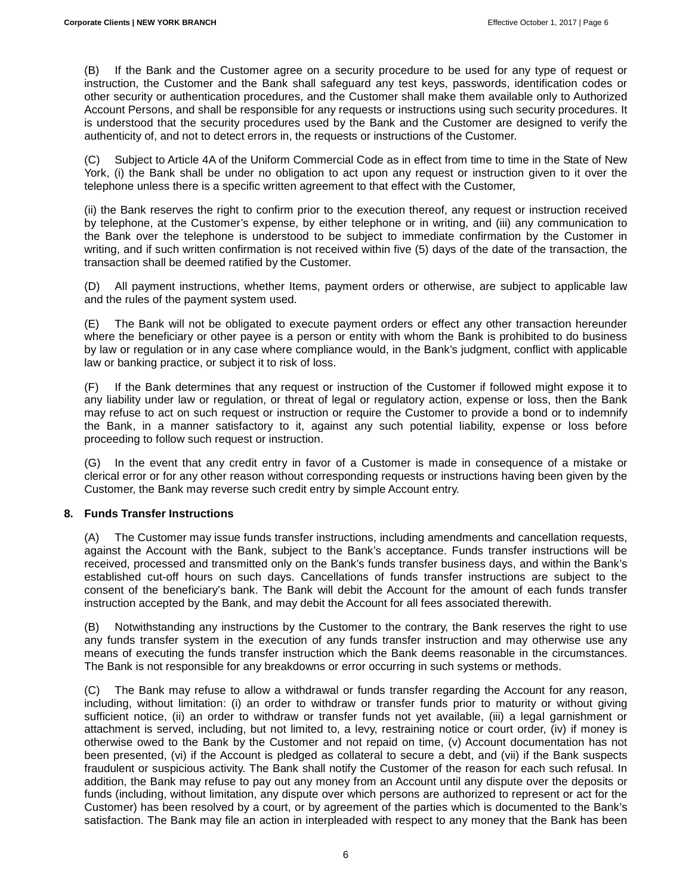(B) If the Bank and the Customer agree on a security procedure to be used for any type of request or instruction, the Customer and the Bank shall safeguard any test keys, passwords, identification codes or other security or authentication procedures, and the Customer shall make them available only to Authorized Account Persons, and shall be responsible for any requests or instructions using such security procedures. It is understood that the security procedures used by the Bank and the Customer are designed to verify the authenticity of, and not to detect errors in, the requests or instructions of the Customer.

(C) Subject to Article 4A of the Uniform Commercial Code as in effect from time to time in the State of New York, (i) the Bank shall be under no obligation to act upon any request or instruction given to it over the telephone unless there is a specific written agreement to that effect with the Customer,

(ii) the Bank reserves the right to confirm prior to the execution thereof, any request or instruction received by telephone, at the Customer's expense, by either telephone or in writing, and (iii) any communication to the Bank over the telephone is understood to be subject to immediate confirmation by the Customer in writing, and if such written confirmation is not received within five (5) days of the date of the transaction, the transaction shall be deemed ratified by the Customer.

(D) All payment instructions, whether Items, payment orders or otherwise, are subject to applicable law and the rules of the payment system used.

(E) The Bank will not be obligated to execute payment orders or effect any other transaction hereunder where the beneficiary or other payee is a person or entity with whom the Bank is prohibited to do business by law or regulation or in any case where compliance would, in the Bank's judgment, conflict with applicable law or banking practice, or subject it to risk of loss.

(F) If the Bank determines that any request or instruction of the Customer if followed might expose it to any liability under law or regulation, or threat of legal or regulatory action, expense or loss, then the Bank may refuse to act on such request or instruction or require the Customer to provide a bond or to indemnify the Bank, in a manner satisfactory to it, against any such potential liability, expense or loss before proceeding to follow such request or instruction.

(G) In the event that any credit entry in favor of a Customer is made in consequence of a mistake or clerical error or for any other reason without corresponding requests or instructions having been given by the Customer, the Bank may reverse such credit entry by simple Account entry.

## 8. Funds Transfer Instructions

(A) The Customer may issue funds transfer instructions, including amendments and cancellation requests, against the Account with the Bank, subject to the Bank's acceptance. Funds transfer instructions will be received, processed and transmitted only on the Bank's funds transfer business days, and within the Bank's established cut-off hours on such days. Cancellations of funds transfer instructions are subject to the consent of the beneficiary's bank. The Bank will debit the Account for the amount of each funds transfer instruction accepted by the Bank, and may debit the Account for all fees associated therewith.

(B) Notwithstanding any instructions by the Customer to the contrary, the Bank reserves the right to use any funds transfer system in the execution of any funds transfer instruction and may otherwise use any means of executing the funds transfer instruction which the Bank deems reasonable in the circumstances. The Bank is not responsible for any breakdowns or error occurring in such systems or methods.

(C) The Bank may refuse to allow a withdrawal or funds transfer regarding the Account for any reason, including, without limitation: (i) an order to withdraw or transfer funds prior to maturity or without giving sufficient notice, (ii) an order to withdraw or transfer funds not yet available, (iii) a legal garnishment or attachment is served, including, but not limited to, a levy, restraining notice or court order, (iv) if money is otherwise owed to the Bank by the Customer and not repaid on time, (v) Account documentation has not been presented, (vi) if the Account is pledged as collateral to secure a debt, and (vii) if the Bank suspects fraudulent or suspicious activity. The Bank shall notify the Customer of the reason for each such refusal. In addition, the Bank may refuse to pay out any money from an Account until any dispute over the deposits or funds (including, without limitation, any dispute over which persons are authorized to represent or act for the Customer) has been resolved by a court, or by agreement of the parties which is documented to the Bank's satisfaction. The Bank may file an action in interpleaded with respect to any money that the Bank has been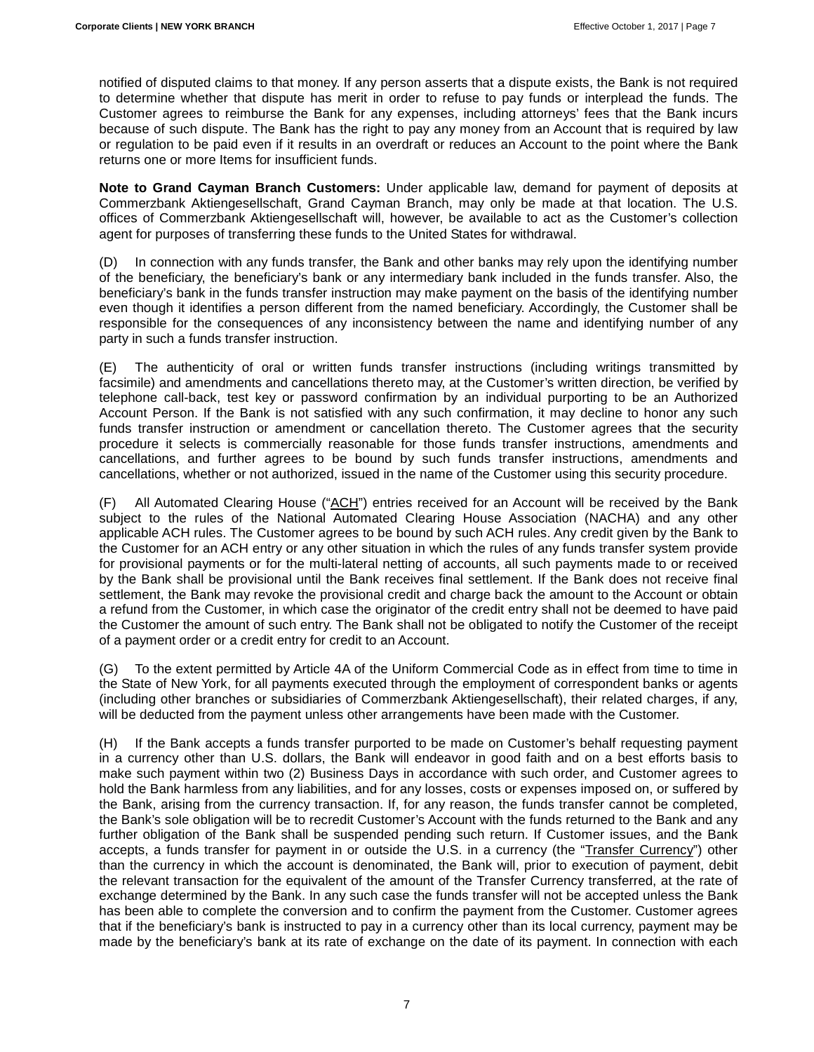notified of disputed claims to that money. If any person asserts that a dispute exists, the Bank is not required to determine whether that dispute has merit in order to refuse to pay funds or interplead the funds. The Customer agrees to reimburse the Bank for any expenses, including attorneys' fees that the Bank incurs because of such dispute. The Bank has the right to pay any money from an Account that is required by law or regulation to be paid even if it results in an overdraft or reduces an Account to the point where the Bank returns one or more Items for insufficient funds.

**Note to Grand Cayman Branch Customers:** Under applicable law, demand for payment of deposits at Commerzbank Aktiengesellschaft, Grand Cayman Branch, may only be made at that location. The U.S. offices of Commerzbank Aktiengesellschaft will, however, be available to act as the Customer's collection agent for purposes of transferring these funds to the United States for withdrawal.

(D) In connection with any funds transfer, the Bank and other banks may rely upon the identifying number of the beneficiary, the beneficiary's bank or any intermediary bank included in the funds transfer. Also, the beneficiary's bank in the funds transfer instruction may make payment on the basis of the identifying number even though it identifies a person different from the named beneficiary. Accordingly, the Customer shall be responsible for the consequences of any inconsistency between the name and identifying number of any party in such a funds transfer instruction.

(E) The authenticity of oral or written funds transfer instructions (including writings transmitted by facsimile) and amendments and cancellations thereto may, at the Customer's written direction, be verified by telephone call-back, test key or password confirmation by an individual purporting to be an Authorized Account Person. If the Bank is not satisfied with any such confirmation, it may decline to honor any such funds transfer instruction or amendment or cancellation thereto. The Customer agrees that the security procedure it selects is commercially reasonable for those funds transfer instructions, amendments and cancellations, and further agrees to be bound by such funds transfer instructions, amendments and cancellations, whether or not authorized, issued in the name of the Customer using this security procedure.

(F) All Automated Clearing House ("ACH") entries received for an Account will be received by the Bank subject to the rules of the National Automated Clearing House Association (NACHA) and any other applicable ACH rules. The Customer agrees to be bound by such ACH rules. Any credit given by the Bank to the Customer for an ACH entry or any other situation in which the rules of any funds transfer system provide for provisional payments or for the multi-lateral netting of accounts, all such payments made to or received by the Bank shall be provisional until the Bank receives final settlement. If the Bank does not receive final settlement, the Bank may revoke the provisional credit and charge back the amount to the Account or obtain a refund from the Customer, in which case the originator of the credit entry shall not be deemed to have paid the Customer the amount of such entry. The Bank shall not be obligated to notify the Customer of the receipt of a payment order or a credit entry for credit to an Account.

(G) To the extent permitted by Article 4A of the Uniform Commercial Code as in effect from time to time in the State of New York, for all payments executed through the employment of correspondent banks or agents (including other branches or subsidiaries of Commerzbank Aktiengesellschaft), their related charges, if any, will be deducted from the payment unless other arrangements have been made with the Customer.

(H) If the Bank accepts a funds transfer purported to be made on Customer's behalf requesting payment in a currency other than U.S. dollars, the Bank will endeavor in good faith and on a best efforts basis to make such payment within two (2) Business Days in accordance with such order, and Customer agrees to hold the Bank harmless from any liabilities, and for any losses, costs or expenses imposed on, or suffered by the Bank, arising from the currency transaction. If, for any reason, the funds transfer cannot be completed, the Bank's sole obligation will be to recredit Customer's Account with the funds returned to the Bank and any further obligation of the Bank shall be suspended pending such return. If Customer issues, and the Bank accepts, a funds transfer for payment in or outside the U.S. in a currency (the "Transfer Currency") other than the currency in which the account is denominated, the Bank will, prior to execution of payment, debit the relevant transaction for the equivalent of the amount of the Transfer Currency transferred, at the rate of exchange determined by the Bank. In any such case the funds transfer will not be accepted unless the Bank has been able to complete the conversion and to confirm the payment from the Customer. Customer agrees that if the beneficiary's bank is instructed to pay in a currency other than its local currency, payment may be made by the beneficiary's bank at its rate of exchange on the date of its payment. In connection with each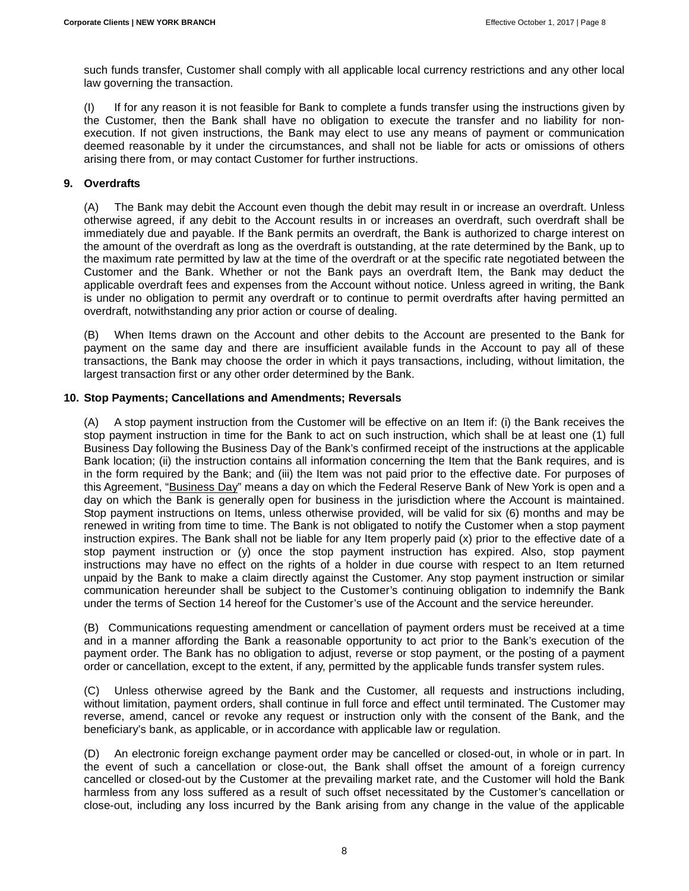such funds transfer, Customer shall comply with all applicable local currency restrictions and any other local law governing the transaction.

(I) If for any reason it is not feasible for Bank to complete a funds transfer using the instructions given by the Customer, then the Bank shall have no obligation to execute the transfer and no liability for non-execution. If not given instructions, the Bank may elect to use any means of payment or communication deemed reasonable by it under the circumstances, and shall not be liable for acts or omissions of others arising there from, or may contact Customer for further instructions.

**9. Overdrafts**

(A) The Bank may debit the Account even though the debit may result in or increase an overdraft. Unless otherwise agreed, if any debit to the Account results in or increases an overdraft, such overdraft shall be immediately due and payable. If the Bank permits an overdraft, the Bank is authorized to charge interest on the amount of the overdraft as long as the overdraft is outstanding, at the rate determined by the Bank, up to the maximum rate permitted by law at the time of the overdraft or at the specific rate negotiated between the Customer and the Bank. Whether or not the Bank pays an overdraft Item, the Bank may deduct the applicable overdraft fees and expenses from the Account without notice. Unless agreed in writing, the Bank is under no obligation to permit any overdraft or to continue to permit overdrafts after having permitted an overdraft, notwithstanding any prior action or course of dealing.

(B) When Items drawn on the Account and other debits to the Account are presented to the Bank for payment on the same day and there are insufficient available funds in the Account to pay all of these transactions, the Bank may choose the order in which it pays transactions, including, without limitation, the largest transaction first or any other order determined by the Bank.

**10. Stop Payments; Cancellations and Amendments; Reversals**

(A) A stop payment instruction from the Customer will be effective on an Item if: (i) the Bank receives the stop payment instruction in time for the Bank to act on such instruction, which shall be at least one (1) full Business Day following the Business Day of the Bank's confirmed receipt of the instructions at the applicable Bank location; (ii) the instruction contains all information concerning the Item that the Bank requires, and is in the form required by the Bank; and (iii) the Item was not paid prior to the effective date. For purposes of this Agreement, "Business Day" means a day on which the Federal Reserve Bank of New York is open and a day on which the Bank is generally open for business in the jurisdiction where the Account is maintained. Stop payment instructions on Items, unless otherwise provided, will be valid for six (6) months and may be renewed in writing from time to time. The Bank is not obligated to notify the Customer when a stop payment instruction expires. The Bank shall not be liable for any Item properly paid (x) prior to the effective date of a stop payment instruction or (y) once the stop payment instruction has expired. Also, stop payment instructions may have no effect on the rights of a holder in due course with respect to an Item returned unpaid by the Bank to make a claim directly against the Customer. Any stop payment instruction or similar communication hereunder shall be subject to the Customer's continuing obligation to indemnify the Bank under the terms of Section 14 hereof for the Customer's use of the Account and the service hereunder.

(B) Communications requesting amendment or cancellation of payment orders must be received at a time and in a manner affording the Bank a reasonable opportunity to act prior to the Bank's execution of the payment order. The Bank has no obligation to adjust, reverse or stop payment, or the posting of a payment order or cancellation, except to the extent, if any, permitted by the applicable funds transfer system rules.

(C) Unless otherwise agreed by the Bank and the Customer, all requests and instructions including, without limitation, payment orders, shall continue in full force and effect until terminated. The Customer may reverse, amend, cancel or revoke any request or instruction only with the consent of the Bank, and the beneficiary's bank, as applicable, or in accordance with applicable law or regulation.

(D) An electronic foreign exchange payment order may be cancelled or closed-out, in whole or in part. In the event of such a cancellation or close-out, the Bank shall offset the amount of a foreign currency cancelled or closed-out by the Customer at the prevailing market rate, and the Customer will hold the Bank harmless from any loss suffered as a result of such offset necessitated by the Customer's cancellation or close-out, including any loss incurred by the Bank arising from any change in the value of the applicable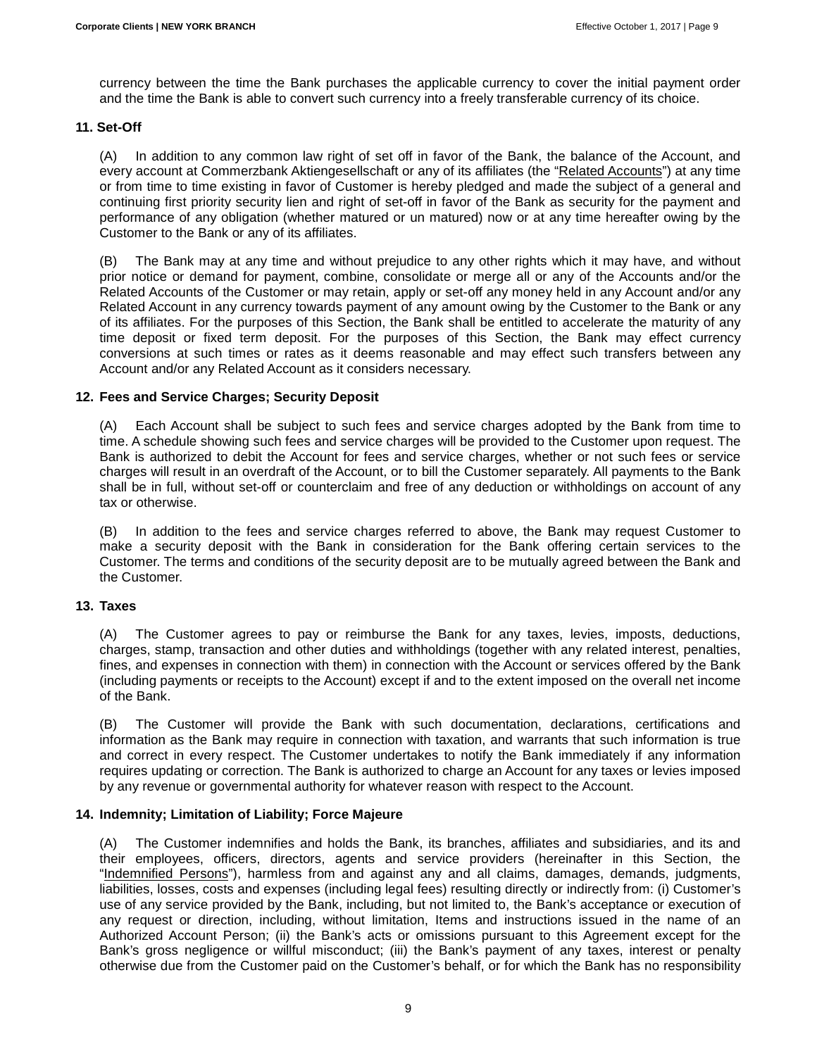currency between the time the Bank purchases the applicable currency to cover the initial payment order and the time the Bank is able to convert such currency into a freely transferable currency of its choice.

### 11. Set-Off

(A) In addition to any common law right of set off in favor of the Bank, the balance of the Account, and every account at Commerzbank Aktiengesellschaft or any of its affiliates (the "Related Accounts") at any time or from time to time existing in favor of Customer is hereby pledged and made the subject of a general and continuing first priority security lien and right of set-off in favor of the Bank as security for the payment and performance of any obligation (whether matured or un matured) now or at any time hereafter owing by the Customer to the Bank or any of its affiliates.

(B) The Bank may at any time and without prejudice to any other rights which it may have, and without prior notice or demand for payment, combine, consolidate or merge all or any of the Accounts and/or the Related Accounts of the Customer or may retain, apply or set-off any money held in any Account and/or any Related Account in any currency towards payment of any amount owing by the Customer to the Bank or any of its affiliates. For the purposes of this Section, the Bank shall be entitled to accelerate the maturity of any time deposit or fixed term deposit. For the purposes of this Section, the Bank may effect currency conversions at such times or rates as it deems reasonable and may effect such transfers between any Account and/or any Related Account as it considers necessary.

### 12. Fees and Service Charges; Security Deposit

(A) Each Account shall be subject to such fees and service charges adopted by the Bank from time to time. A schedule showing such fees and service charges will be provided to the Customer upon request. The Bank is authorized to debit the Account for fees and service charges, whether or not such fees or service charges will result in an overdraft of the Account, or to bill the Customer separately. All payments to the Bank shall be in full, without set-off or counterclaim and free of any deduction or withholdings on account of any tax or otherwise.

(B) In addition to the fees and service charges referred to above, the Bank may request Customer to make a security deposit with the Bank in consideration for the Bank offering certain services to the Customer. The terms and conditions of the security deposit are to be mutually agreed between the Bank and the Customer.

### 13. Taxes

(A) The Customer agrees to pay or reimburse the Bank for any taxes, levies, imposts, deductions, charges, stamp, transaction and other duties and withholdings (together with any related interest, penalties, fines, and expenses in connection with them) in connection with the Account or services offered by the Bank (including payments or receipts to the Account) except if and to the extent imposed on the overall net income of the Bank.

(B) The Customer will provide the Bank with such documentation, declarations, certifications and information as the Bank may require in connection with taxation, and warrants that such information is true and correct in every respect. The Customer undertakes to notify the Bank immediately if any information requires updating or correction. The Bank is authorized to charge an Account for any taxes or levies imposed by any revenue or governmental authority for whatever reason with respect to the Account.

### 14. Indemnity; Limitation of Liability; Force Majeure

(A) The Customer indemnifies and holds the Bank, its branches, affiliates and subsidiaries, and its and their employees, officers, directors, agents and service providers (hereinafter in this Section, the "Indemnified Persons"), harmless from and against any and all claims, damages, demands, judgments, liabilities, losses, costs and expenses (including legal fees) resulting directly or indirectly from: (i) Customer's use of any service provided by the Bank, including, but not limited to, the Bank's acceptance or execution of any request or direction, including, without limitation, Items and instructions issued in the name of an Authorized Account Person; (ii) the Bank's acts or omissions pursuant to this Agreement except for the Bank's gross negligence or willful misconduct; (iii) the Bank's payment of any taxes, interest or penalty otherwise due from the Customer paid on the Customer's behalf, or for which the Bank has no responsibility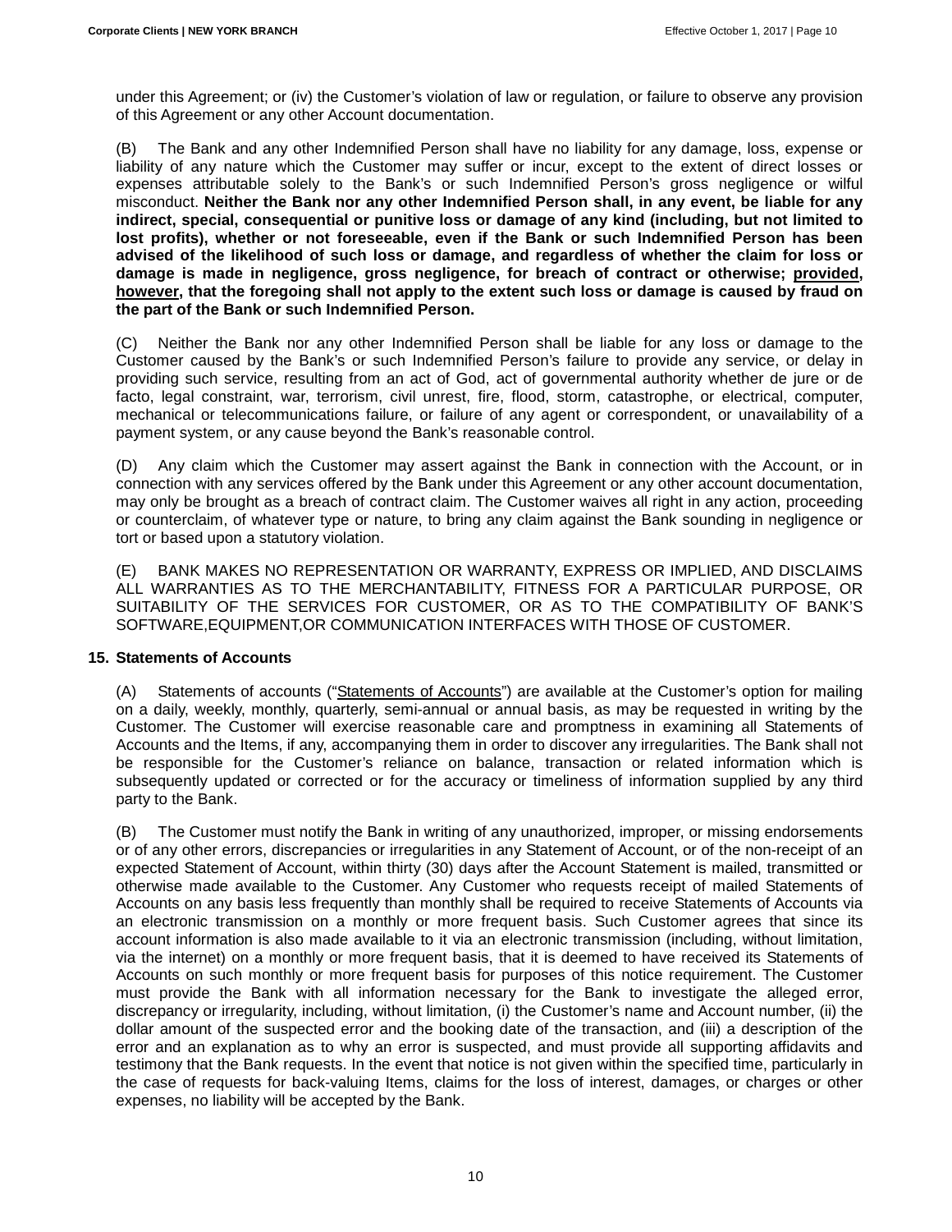under this Agreement; or (iv) the Customer's violation of law or regulation, or failure to observe any provision of this Agreement or any other Account documentation.

(B) The Bank and any other Indemnified Person shall have no liability for any damage, loss, expense or liability of any nature which the Customer may suffer or incur, except to the extent of direct losses or expenses attributable solely to the Bank's or such Indemnified Person's gross negligence or wilful misconduct. **Neither the Bank nor any other Indemnified Person shall, in any event, be liable for any indirect, special, consequential or punitive loss or damage of any kind (including, but not limited to lost profits), whether or not foreseeable, even if the Bank or such Indemnified Person has been advised of the likelihood of such loss or damage, and regardless of whether the claim for loss or damage is made in negligence, gross negligence, for breach of contract or otherwise; provided, however, that the foregoing shall not apply to the extent such loss or damage is caused by fraud on the part of the Bank or such Indemnified Person.**

(C) Neither the Bank nor any other Indemnified Person shall be liable for any loss or damage to the Customer caused by the Bank's or such Indemnified Person's failure to provide any service, or delay in providing such service, resulting from an act of God, act of governmental authority whether de jure or de facto, legal constraint, war, terrorism, civil unrest, fire, flood, storm, catastrophe, or electrical, computer, mechanical or telecommunications failure, or failure of any agent or correspondent, or unavailability of a payment system, or any cause beyond the Bank's reasonable control.

(D) Any claim which the Customer may assert against the Bank in connection with the Account, or in connection with any services offered by the Bank under this Agreement or any other account documentation, may only be brought as a breach of contract claim. The Customer waives all right in any action, proceeding or counterclaim, of whatever type or nature, to bring any claim against the Bank sounding in negligence or tort or based upon a statutory violation.

(E) BANK MAKES NO REPRESENTATION OR WARRANTY, EXPRESS OR IMPLIED, AND DISCLAIMS ALL WARRANTIES AS TO THE MERCHANTABILITY, FITNESS FOR A PARTICULAR PURPOSE, OR SUITABILITY OF THE SERVICES FOR CUSTOMER, OR AS TO THE COMPATIBILITY OF BANK'S SOFTWARE,EQUIPMENT,OR COMMUNICATION INTERFACES WITH THOSE OF CUSTOMER.

### 15. Statements of Accounts

(A) Statements of accounts ("Statements of Accounts") are available at the Customer's option for mailing on a daily, weekly, monthly, quarterly, semi-annual or annual basis, as may be requested in writing by the Customer. The Customer will exercise reasonable care and promptness in examining all Statements of Accounts and the Items, if any, accompanying them in order to discover any irregularities. The Bank shall not be responsible for the Customer's reliance on balance, transaction or related information which is subsequently updated or corrected or for the accuracy or timeliness of information supplied by any third party to the Bank.

(B) The Customer must notify the Bank in writing of any unauthorized, improper, or missing endorsements or of any other errors, discrepancies or irregularities in any Statement of Account, or of the non-receipt of an expected Statement of Account, within thirty (30) days after the Account Statement is mailed, transmitted or otherwise made available to the Customer. Any Customer who requests receipt of mailed Statements of Accounts on any basis less frequently than monthly shall be required to receive Statements of Accounts via an electronic transmission on a monthly or more frequent basis. Such Customer agrees that since its account information is also made available to it via an electronic transmission (including, without limitation, via the internet) on a monthly or more frequent basis, that it is deemed to have received its Statements of Accounts on such monthly or more frequent basis for purposes of this notice requirement. The Customer must provide the Bank with all information necessary for the Bank to investigate the alleged error, discrepancy or irregularity, including, without limitation, (i) the Customer's name and Account number, (ii) the dollar amount of the suspected error and the booking date of the transaction, and (iii) a description of the error and an explanation as to why an error is suspected, and must provide all supporting affidavits and testimony that the Bank requests. In the event that notice is not given within the specified time, particularly in the case of requests for back-valuing Items, claims for the loss of interest, damages, or charges or other expenses, no liability will be accepted by the Bank.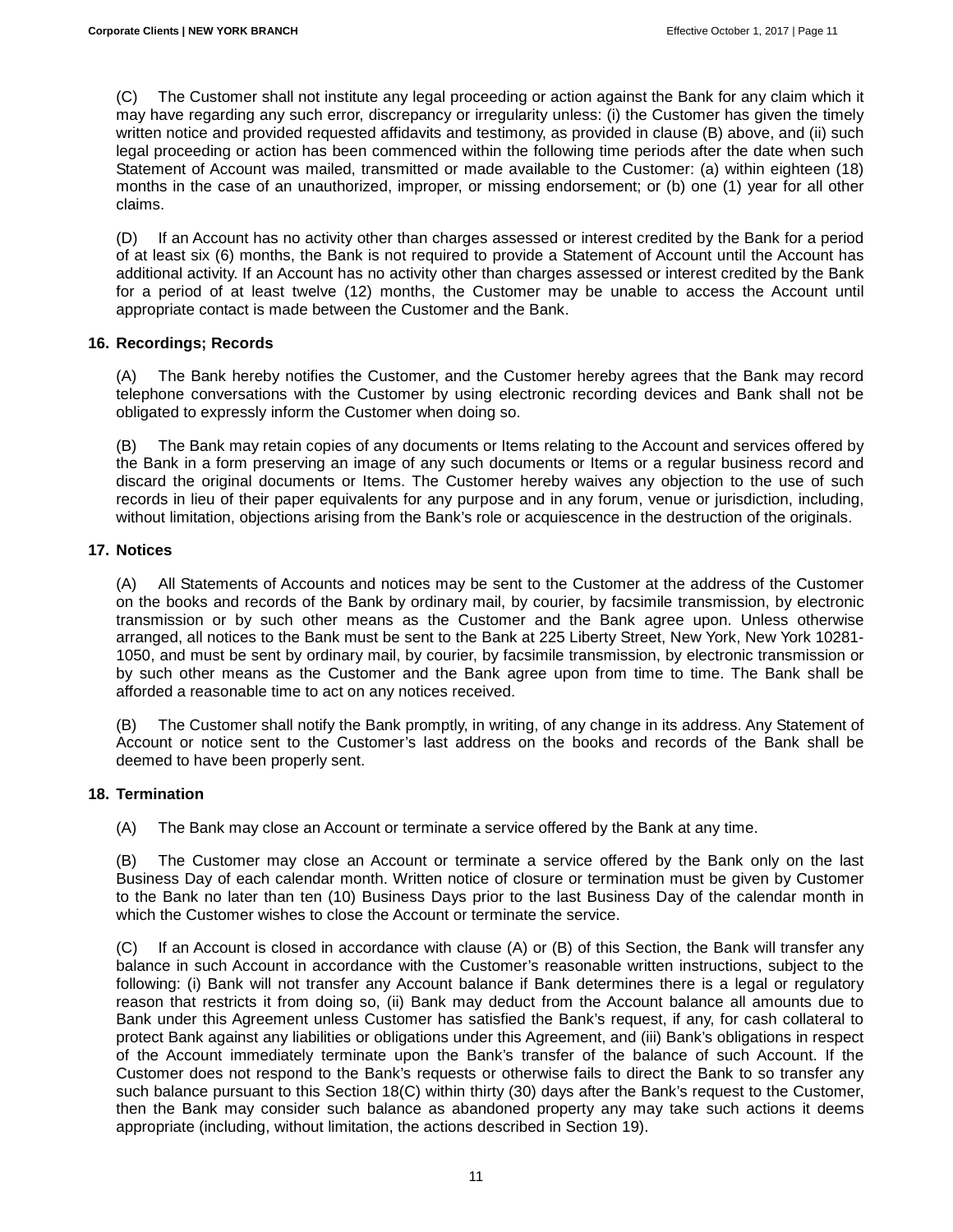(C) The Customer shall not institute any legal proceeding or action against the Bank for any claim which it may have regarding any such error, discrepancy or irregularity unless: (i) the Customer has given the timely written notice and provided requested affidavits and testimony, as provided in clause (B) above, and (ii) such legal proceeding or action has been commenced within the following time periods after the date when such Statement of Account was mailed, transmitted or made available to the Customer: (a) within eighteen (18) months in the case of an unauthorized, improper, or missing endorsement; or (b) one (1) year for all other claims.

(D) If an Account has no activity other than charges assessed or interest credited by the Bank for a period of at least six (6) months, the Bank is not required to provide a Statement of Account until the Account has additional activity. If an Account has no activity other than charges assessed or interest credited by the Bank for a period of at least twelve (12) months, the Customer may be unable to access the Account until appropriate contact is made between the Customer and the Bank.

### 16. Recordings; Records

(A) The Bank hereby notifies the Customer, and the Customer hereby agrees that the Bank may record telephone conversations with the Customer by using electronic recording devices and Bank shall not be obligated to expressly inform the Customer when doing so.

(B) The Bank may retain copies of any documents or Items relating to the Account and services offered by the Bank in a form preserving an image of any such documents or Items or a regular business record and discard the original documents or Items. The Customer hereby waives any objection to the use of such records in lieu of their paper equivalents for any purpose and in any forum, venue or jurisdiction, including, without limitation, objections arising from the Bank's role or acquiescence in the destruction of the originals.

### 17. Notices

(A) All Statements of Accounts and notices may be sent to the Customer at the address of the Customer on the books and records of the Bank by ordinary mail, by courier, by facsimile transmission, by electronic transmission or by such other means as the Customer and the Bank agree upon. Unless otherwise arranged, all notices to the Bank must be sent to the Bank at 225 Liberty Street, New York, New York 10281-1050, and must be sent by ordinary mail, by courier, by facsimile transmission, by electronic transmission or by such other means as the Customer and the Bank agree upon from time to time. The Bank shall be afforded a reasonable time to act on any notices received.

(B) The Customer shall notify the Bank promptly, in writing, of any change in its address. Any Statement of Account or notice sent to the Customer's last address on the books and records of the Bank shall be deemed to have been properly sent.

### 18. Termination

(A) The Bank may close an Account or terminate a service offered by the Bank at any time.

(B) The Customer may close an Account or terminate a service offered by the Bank only on the last Business Day of each calendar month. Written notice of closure or termination must be given by Customer to the Bank no later than ten (10) Business Days prior to the last Business Day of the calendar month in which the Customer wishes to close the Account or terminate the service.

(C) If an Account is closed in accordance with clause (A) or (B) of this Section, the Bank will transfer any balance in such Account in accordance with the Customer's reasonable written instructions, subject to the following: (i) Bank will not transfer any Account balance if Bank determines there is a legal or regulatory reason that restricts it from doing so, (ii) Bank may deduct from the Account balance all amounts due to Bank under this Agreement unless Customer has satisfied the Bank's request, if any, for cash collateral to protect Bank against any liabilities or obligations under this Agreement, and (iii) Bank's obligations in respect of the Account immediately terminate upon the Bank's transfer of the balance of such Account. If the Customer does not respond to the Bank's requests or otherwise fails to direct the Bank to so transfer any such balance pursuant to this Section 18(C) within thirty (30) days after the Bank's request to the Customer, then the Bank may consider such balance as abandoned property any may take such actions it deems appropriate (including, without limitation, the actions described in Section 19).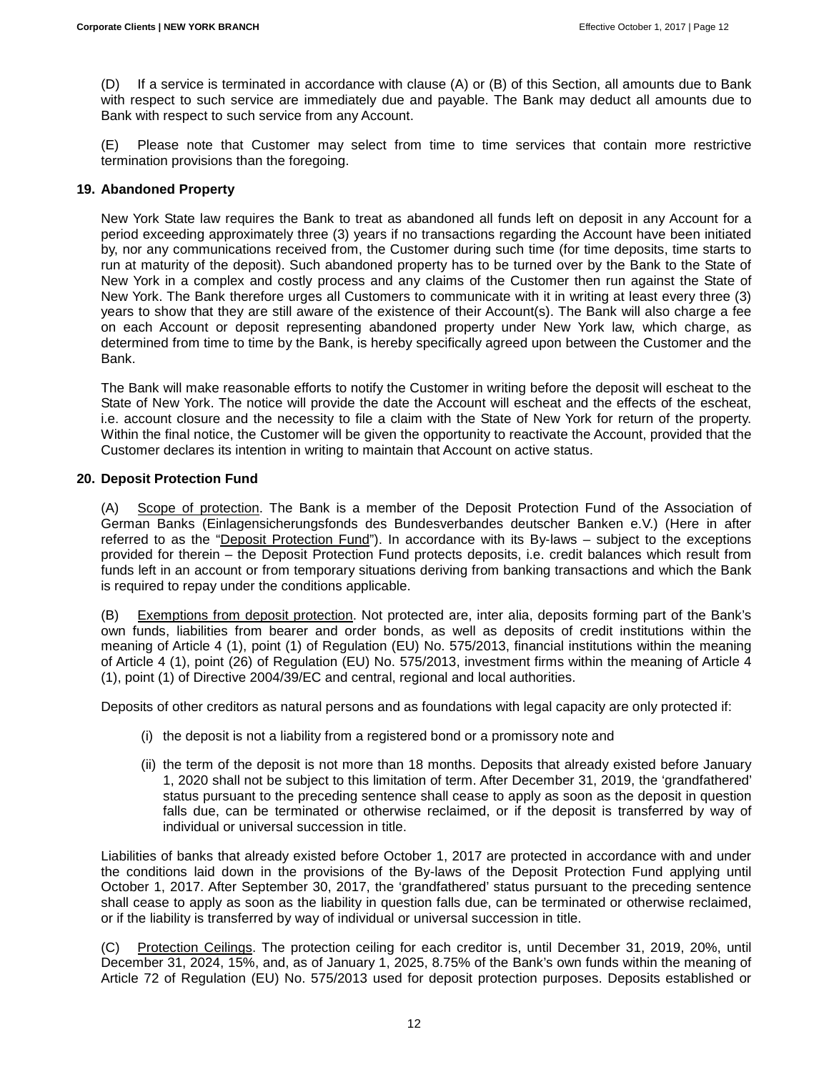(D) If a service is terminated in accordance with clause (A) or (B) of this Section, all amounts due to Bank with respect to such service are immediately due and payable. The Bank may deduct all amounts due to Bank with respect to such service from any Account.

(E) Please note that Customer may select from time to time services that contain more restrictive termination provisions than the foregoing.

## 19. Abandoned Property

New York State law requires the Bank to treat as abandoned all funds left on deposit in any Account for a period exceeding approximately three (3) years if no transactions regarding the Account have been initiated by, nor any communications received from, the Customer during such time (for time deposits, time starts to run at maturity of the deposit). Such abandoned property has to be turned over by the Bank to the State of New York in a complex and costly process and any claims of the Customer then run against the State of New York. The Bank therefore urges all Customers to communicate with it in writing at least every three (3) years to show that they are still aware of the existence of their Account(s). The Bank will also charge a fee on each Account or deposit representing abandoned property under New York law, which charge, as determined from time to time by the Bank, is hereby specifically agreed upon between the Customer and the Bank.

The Bank will make reasonable efforts to notify the Customer in writing before the deposit will escheat to the State of New York. The notice will provide the date the Account will escheat and the effects of the escheat, i.e. account closure and the necessity to file a claim with the State of New York for return of the property. Within the final notice, the Customer will be given the opportunity to reactivate the Account, provided that the Customer declares its intention in writing to maintain that Account on active status.

## 20. Deposit Protection Fund

(A) Scope of protection. The Bank is a member of the Deposit Protection Fund of the Association of German Banks (Einlagensicherungsfonds des Bundesverbandes deutscher Banken e.V.) (Here in after referred to as the "Deposit Protection Fund"). In accordance with its By-laws – subject to the exceptions provided for therein – the Deposit Protection Fund protects deposits, i.e. credit balances which result from funds left in an account or from temporary situations deriving from banking transactions and which the Bank is required to repay under the conditions applicable.

(B) Exemptions from deposit protection. Not protected are, inter alia, deposits forming part of the Bank's own funds, liabilities from bearer and order bonds, as well as deposits of credit institutions within the meaning of Article 4 (1), point (1) of Regulation (EU) No. 575/2013, financial institutions within the meaning of Article 4 (1), point (26) of Regulation (EU) No. 575/2013, investment firms within the meaning of Article 4 (1), point (1) of Directive 2004/39/EC and central, regional and local authorities.

Deposits of other creditors as natural persons and as foundations with legal capacity are only protected if:

(i) the deposit is not a liability from a registered bond or a promissory note and

(ii) the term of the deposit is not more than 18 months. Deposits that already existed before January 1, 2020 shall not be subject to this limitation of term. After December 31, 2019, the 'grandfathered' status pursuant to the preceding sentence shall cease to apply as soon as the deposit in question falls due, can be terminated or otherwise reclaimed, or if the deposit is transferred by way of individual or universal succession in title.

Liabilities of banks that already existed before October 1, 2017 are protected in accordance with and under the conditions laid down in the provisions of the By-laws of the Deposit Protection Fund applying until October 1, 2017. After September 30, 2017, the 'grandfathered' status pursuant to the preceding sentence shall cease to apply as soon as the liability in question falls due, can be terminated or otherwise reclaimed, or if the liability is transferred by way of individual or universal succession in title.

(C) Protection Ceilings. The protection ceiling for each creditor is, until December 31, 2019, 20%, until December 31, 2024, 15%, and, as of January 1, 2025, 8.75% of the Bank's own funds within the meaning of Article 72 of Regulation (EU) No. 575/2013 used for deposit protection purposes. Deposits established or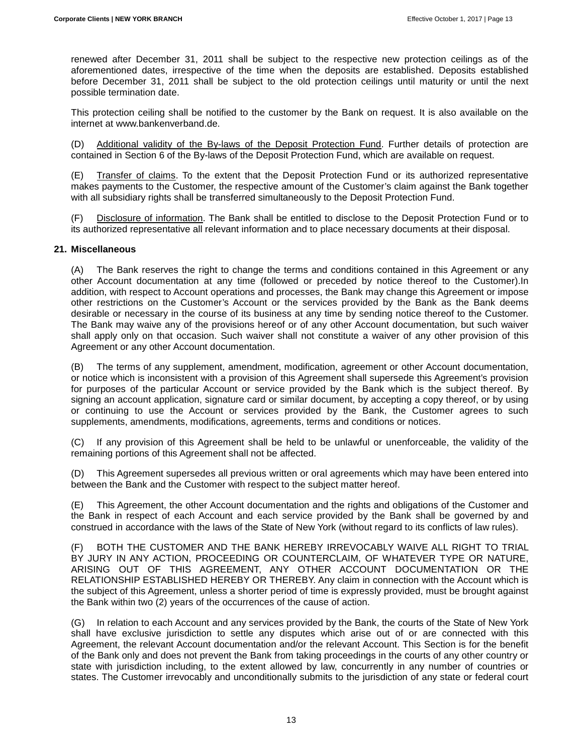renewed after December 31, 2011 shall be subject to the respective new protection ceilings as of the aforementioned dates, irrespective of the time when the deposits are established. Deposits established before December 31, 2011 shall be subject to the old protection ceilings until maturity or until the next possible termination date.

This protection ceiling shall be notified to the customer by the Bank on request. It is also available on the internet at www.bankenverband.de.

(D) Additional validity of the By-laws of the Deposit Protection Fund. Further details of protection are contained in Section 6 of the By-laws of the Deposit Protection Fund, which are available on request.

(E) Transfer of claims. To the extent that the Deposit Protection Fund or its authorized representative makes payments to the Customer, the respective amount of the Customer's claim against the Bank together with all subsidiary rights shall be transferred simultaneously to the Deposit Protection Fund.

(F) Disclosure of information. The Bank shall be entitled to disclose to the Deposit Protection Fund or to its authorized representative all relevant information and to place necessary documents at their disposal.

**21. Miscellaneous**

(A) The Bank reserves the right to change the terms and conditions contained in this Agreement or any other Account documentation at any time (followed or preceded by notice thereof to the Customer).In addition, with respect to Account operations and processes, the Bank may change this Agreement or impose other restrictions on the Customer's Account or the services provided by the Bank as the Bank deems desirable or necessary in the course of its business at any time by sending notice thereof to the Customer. The Bank may waive any of the provisions hereof or of any other Account documentation, but such waiver shall apply only on that occasion. Such waiver shall not constitute a waiver of any other provision of this Agreement or any other Account documentation.

(B) The terms of any supplement, amendment, modification, agreement or other Account documentation, or notice which is inconsistent with a provision of this Agreement shall supersede this Agreement's provision for purposes of the particular Account or service provided by the Bank which is the subject thereof. By signing an account application, signature card or similar document, by accepting a copy thereof, or by using or continuing to use the Account or services provided by the Bank, the Customer agrees to such supplements, amendments, modifications, agreements, terms and conditions or notices.

(C) If any provision of this Agreement shall be held to be unlawful or unenforceable, the validity of the remaining portions of this Agreement shall not be affected.

(D) This Agreement supersedes all previous written or oral agreements which may have been entered into between the Bank and the Customer with respect to the subject matter hereof.

(E) This Agreement, the other Account documentation and the rights and obligations of the Customer and the Bank in respect of each Account and each service provided by the Bank shall be governed by and construed in accordance with the laws of the State of New York (without regard to its conflicts of law rules).

(F) BOTH THE CUSTOMER AND THE BANK HEREBY IRREVOCABLY WAIVE ALL RIGHT TO TRIAL BY JURY IN ANY ACTION, PROCEEDING OR COUNTERCLAIM, OF WHATEVER TYPE OR NATURE, ARISING OUT OF THIS AGREEMENT, ANY OTHER ACCOUNT DOCUMENTATION OR THE RELATIONSHIP ESTABLISHED HEREBY OR THEREBY. Any claim in connection with the Account which is the subject of this Agreement, unless a shorter period of time is expressly provided, must be brought against the Bank within two (2) years of the occurrences of the cause of action.

(G) In relation to each Account and any services provided by the Bank, the courts of the State of New York shall have exclusive jurisdiction to settle any disputes which arise out of or are connected with this Agreement, the relevant Account documentation and/or the relevant Account. This Section is for the benefit of the Bank only and does not prevent the Bank from taking proceedings in the courts of any other country or state with jurisdiction including, to the extent allowed by law, concurrently in any number of countries or states. The Customer irrevocably and unconditionally submits to the jurisdiction of any state or federal court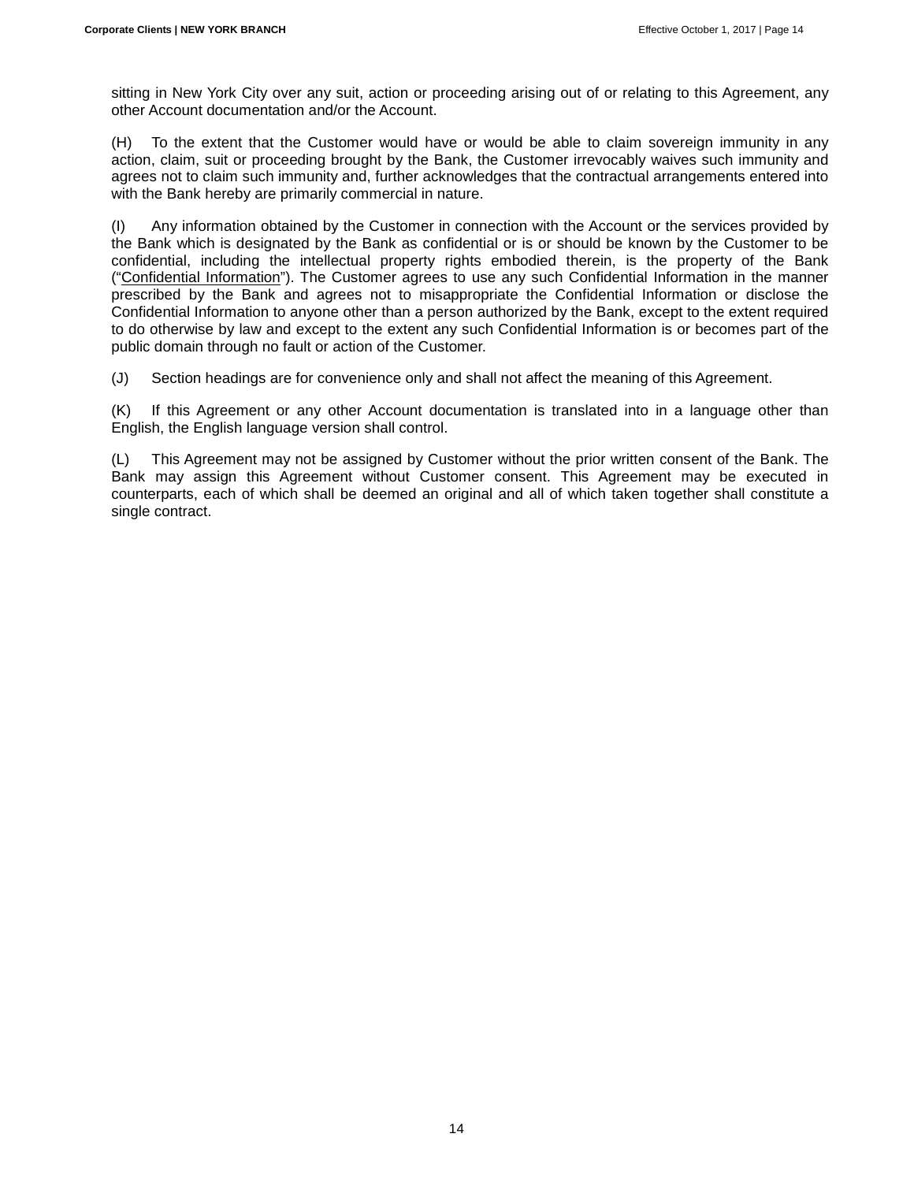sitting in New York City over any suit, action or proceeding arising out of or relating to this Agreement, any other Account documentation and/or the Account.

(H) To the extent that the Customer would have or would be able to claim sovereign immunity in any action, claim, suit or proceeding brought by the Bank, the Customer irrevocably waives such immunity and agrees not to claim such immunity and, further acknowledges that the contractual arrangements entered into with the Bank hereby are primarily commercial in nature.

(I) Any information obtained by the Customer in connection with the Account or the services provided by the Bank which is designated by the Bank as confidential or is or should be known by the Customer to be confidential, including the intellectual property rights embodied therein, is the property of the Bank ("Confidential Information"). The Customer agrees to use any such Confidential Information in the manner prescribed by the Bank and agrees not to misappropriate the Confidential Information or disclose the Confidential Information to anyone other than a person authorized by the Bank, except to the extent required to do otherwise by law and except to the extent any such Confidential Information is or becomes part of the public domain through no fault or action of the Customer.

(J) Section headings are for convenience only and shall not affect the meaning of this Agreement.

(K) If this Agreement or any other Account documentation is translated into in a language other than English, the English language version shall control.

(L) This Agreement may not be assigned by Customer without the prior written consent of the Bank. The Bank may assign this Agreement without Customer consent. This Agreement may be executed in counterparts, each of which shall be deemed an original and all of which taken together shall constitute a single contract.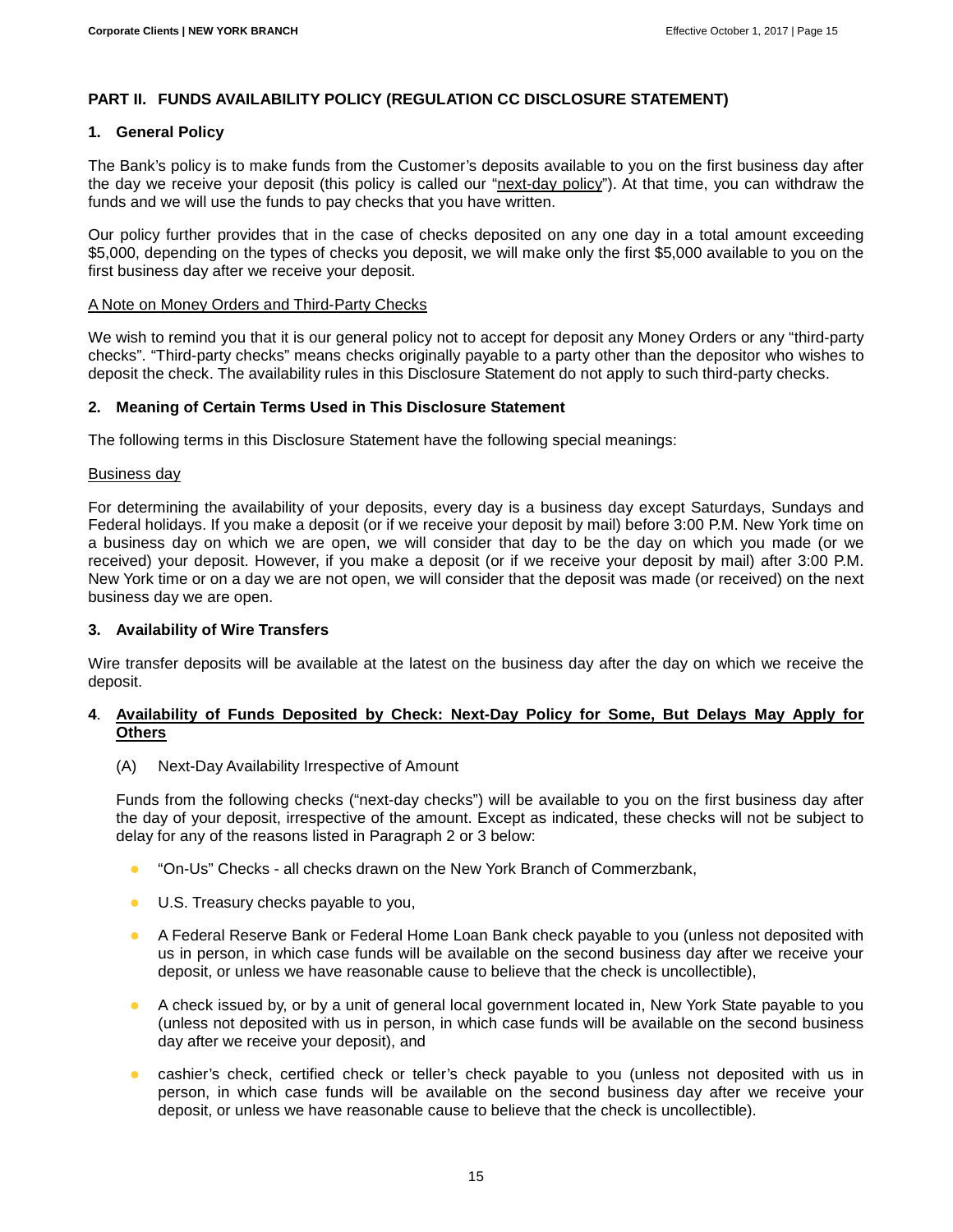## PART II. FUNDS AVAILABILITY POLICY (REGULATION CC DISCLOSURE STATEMENT)

### 1. General Policy

The Bank's policy is to make funds from the Customer's deposits available to you on the first business day after the day we receive your deposit (this policy is called our "<u>next-day policy</u>"). At that time, you can withdraw the funds and we will use the funds to pay checks that you have written.

Our policy further provides that in the case of checks deposited on any one day in a total amount exceeding $5,000, depending on the types of checks you deposit, we will make only the first $5,000 available to you on the first business day after we receive your deposit.

<u>A Note on Money Orders and Third-Party Checks</u>

We wish to remind you that it is our general policy not to accept for deposit any Money Orders or any "third-party checks". "Third-party checks" means checks originally payable to a party other than the depositor who wishes to deposit the check. The availability rules in this Disclosure Statement do not apply to such third-party checks.

### 2. Meaning of Certain Terms Used in This Disclosure Statement

The following terms in this Disclosure Statement have the following special meanings:

<u>Business day</u>

For determining the availability of your deposits, every day is a business day except Saturdays, Sundays and Federal holidays. If you make a deposit (or if we receive your deposit by mail) before 3:00 P.M. New York time on a business day on which we are open, we will consider that day to be the day on which you made (or we received) your deposit. However, if you make a deposit (or if we receive your deposit by mail) after 3:00 P.M. New York time or on a day we are not open, we will consider that the deposit was made (or received) on the next business day we are open.

### 3. Availability of Wire Transfers

Wire transfer deposits will be available at the latest on the business day after the day on which we receive the deposit.

### 4. <u>Availability of Funds Deposited by Check: Next-Day Policy for Some, But Delays May Apply for Others</u>

(A) Next-Day Availability Irrespective of Amount

Funds from the following checks ("next-day checks") will be available to you on the first business day after the day of your deposit, irrespective of the amount. Except as indicated, these checks will not be subject to delay for any of the reasons listed in Paragraph 2 or 3 below:

- "On-Us" Checks - all checks drawn on the New York Branch of Commerzbank,
- U.S. Treasury checks payable to you,
- A Federal Reserve Bank or Federal Home Loan Bank check payable to you (unless not deposited with us in person, in which case funds will be available on the second business day after we receive your deposit, or unless we have reasonable cause to believe that the check is uncollectible),
- A check issued by, or by a unit of general local government located in, New York State payable to you (unless not deposited with us in person, in which case funds will be available on the second business day after we receive your deposit), and
- cashier's check, certified check or teller's check payable to you (unless not deposited with us in person, in which case funds will be available on the second business day after we receive your deposit, or unless we have reasonable cause to believe that the check is uncollectible).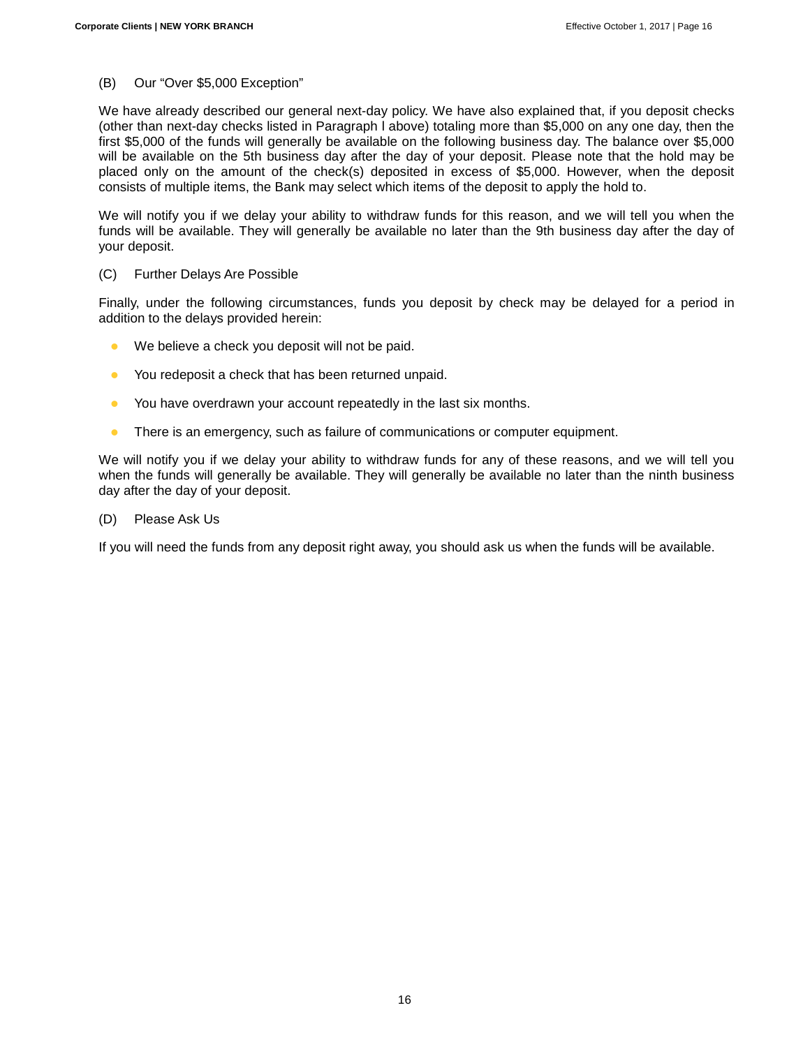(B) Our “Over $5,000 Exception”

We have already described our general next-day policy. We have also explained that, if you deposit checks (other than next-day checks listed in Paragraph I above) totaling more than $5,000 on any one day, then the first $5,000 of the funds will generally be available on the following business day. The balance over $5,000 will be available on the 5th business day after the day of your deposit. Please note that the hold may be placed only on the amount of the check(s) deposited in excess of $5,000. However, when the deposit consists of multiple items, the Bank may select which items of the deposit to apply the hold to.

We will notify you if we delay your ability to withdraw funds for this reason, and we will tell you when the funds will be available. They will generally be available no later than the 9th business day after the day of your deposit.

(C) Further Delays Are Possible

Finally, under the following circumstances, funds you deposit by check may be delayed for a period in addition to the delays provided herein:

- We believe a check you deposit will not be paid.
- You redeposit a check that has been returned unpaid.
- You have overdrawn your account repeatedly in the last six months.
- There is an emergency, such as failure of communications or computer equipment.

We will notify you if we delay your ability to withdraw funds for any of these reasons, and we will tell you when the funds will generally be available. They will generally be available no later than the ninth business day after the day of your deposit.

(D) Please Ask Us

If you will need the funds from any deposit right away, you should ask us when the funds will be available.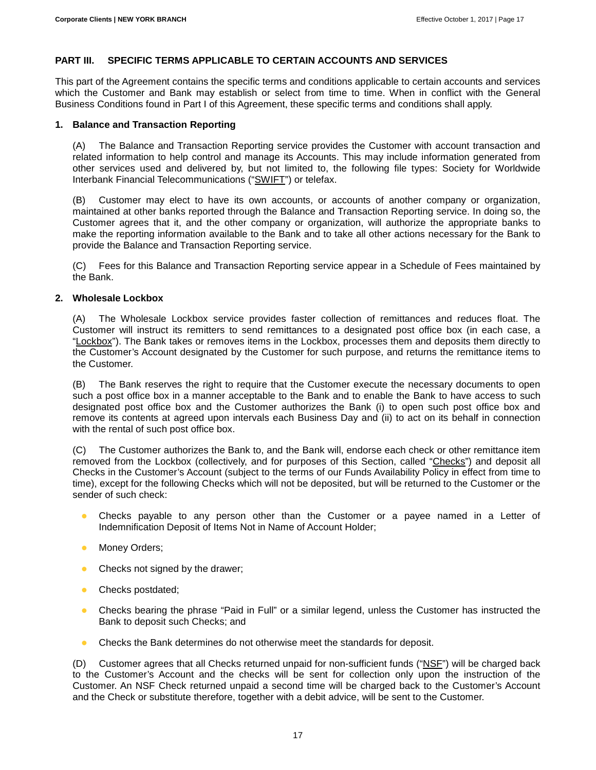## PART III. SPECIFIC TERMS APPLICABLE TO CERTAIN ACCOUNTS AND SERVICES

This part of the Agreement contains the specific terms and conditions applicable to certain accounts and services which the Customer and Bank may establish or select from time to time. When in conflict with the General Business Conditions found in Part I of this Agreement, these specific terms and conditions shall apply.

### 1. Balance and Transaction Reporting

(A) The Balance and Transaction Reporting service provides the Customer with account transaction and related information to help control and manage its Accounts. This may include information generated from other services used and delivered by, but not limited to, the following file types: Society for Worldwide Interbank Financial Telecommunications ("SWIFT") or telefax.

(B) Customer may elect to have its own accounts, or accounts of another company or organization, maintained at other banks reported through the Balance and Transaction Reporting service. In doing so, the Customer agrees that it, and the other company or organization, will authorize the appropriate banks to make the reporting information available to the Bank and to take all other actions necessary for the Bank to provide the Balance and Transaction Reporting service.

(C) Fees for this Balance and Transaction Reporting service appear in a Schedule of Fees maintained by the Bank.

### 2. Wholesale Lockbox

(A) The Wholesale Lockbox service provides faster collection of remittances and reduces float. The Customer will instruct its remitters to send remittances to a designated post office box (in each case, a "Lockbox"). The Bank takes or removes items in the Lockbox, processes them and deposits them directly to the Customer's Account designated by the Customer for such purpose, and returns the remittance items to the Customer.

(B) The Bank reserves the right to require that the Customer execute the necessary documents to open such a post office box in a manner acceptable to the Bank and to enable the Bank to have access to such designated post office box and the Customer authorizes the Bank (i) to open such post office box and remove its contents at agreed upon intervals each Business Day and (ii) to act on its behalf in connection with the rental of such post office box.

(C) The Customer authorizes the Bank to, and the Bank will, endorse each check or other remittance item removed from the Lockbox (collectively, and for purposes of this Section, called "Checks") and deposit all Checks in the Customer's Account (subject to the terms of our Funds Availability Policy in effect from time to time), except for the following Checks which will not be deposited, but will be returned to the Customer or the sender of such check:

- Checks payable to any person other than the Customer or a payee named in a Letter of Indemnification Deposit of Items Not in Name of Account Holder;
- Money Orders;
- Checks not signed by the drawer;
- Checks postdated;
- Checks bearing the phrase "Paid in Full" or a similar legend, unless the Customer has instructed the Bank to deposit such Checks; and
- Checks the Bank determines do not otherwise meet the standards for deposit.

(D) Customer agrees that all Checks returned unpaid for non-sufficient funds ("NSF") will be charged back to the Customer's Account and the checks will be sent for collection only upon the instruction of the Customer. An NSF Check returned unpaid a second time will be charged back to the Customer's Account and the Check or substitute therefore, together with a debit advice, will be sent to the Customer.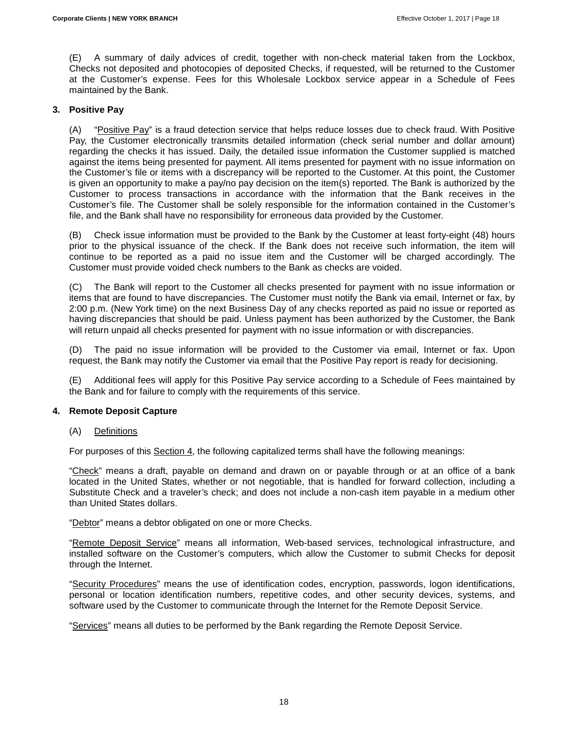(E) A summary of daily advices of credit, together with non-check material taken from the Lockbox, Checks not deposited and photocopies of deposited Checks, if requested, will be returned to the Customer at the Customer's expense. Fees for this Wholesale Lockbox service appear in a Schedule of Fees maintained by the Bank.

### 3. Positive Pay

(A) "Positive Pay" is a fraud detection service that helps reduce losses due to check fraud. With Positive Pay, the Customer electronically transmits detailed information (check serial number and dollar amount) regarding the checks it has issued. Daily, the detailed issue information the Customer supplied is matched against the items being presented for payment. All items presented for payment with no issue information on the Customer's file or items with a discrepancy will be reported to the Customer. At this point, the Customer is given an opportunity to make a pay/no pay decision on the item(s) reported. The Bank is authorized by the Customer to process transactions in accordance with the information that the Bank receives in the Customer's file. The Customer shall be solely responsible for the information contained in the Customer's file, and the Bank shall have no responsibility for erroneous data provided by the Customer.

(B) Check issue information must be provided to the Bank by the Customer at least forty-eight (48) hours prior to the physical issuance of the check. If the Bank does not receive such information, the item will continue to be reported as a paid no issue item and the Customer will be charged accordingly. The Customer must provide voided check numbers to the Bank as checks are voided.

(C) The Bank will report to the Customer all checks presented for payment with no issue information or items that are found to have discrepancies. The Customer must notify the Bank via email, Internet or fax, by 2:00 p.m. (New York time) on the next Business Day of any checks reported as paid no issue or reported as having discrepancies that should be paid. Unless payment has been authorized by the Customer, the Bank will return unpaid all checks presented for payment with no issue information or with discrepancies.

(D) The paid no issue information will be provided to the Customer via email, Internet or fax. Upon request, the Bank may notify the Customer via email that the Positive Pay report is ready for decisioning.

(E) Additional fees will apply for this Positive Pay service according to a Schedule of Fees maintained by the Bank and for failure to comply with the requirements of this service.

### 4. Remote Deposit Capture

(A) Definitions

For purposes of this Section 4, the following capitalized terms shall have the following meanings:

"Check" means a draft, payable on demand and drawn on or payable through or at an office of a bank located in the United States, whether or not negotiable, that is handled for forward collection, including a Substitute Check and a traveler's check; and does not include a non-cash item payable in a medium other than United States dollars.

"Debtor" means a debtor obligated on one or more Checks.

"Remote Deposit Service" means all information, Web-based services, technological infrastructure, and installed software on the Customer's computers, which allow the Customer to submit Checks for deposit through the Internet.

"Security Procedures" means the use of identification codes, encryption, passwords, logon identifications, personal or location identification numbers, repetitive codes, and other security devices, systems, and software used by the Customer to communicate through the Internet for the Remote Deposit Service.

"Services" means all duties to be performed by the Bank regarding the Remote Deposit Service.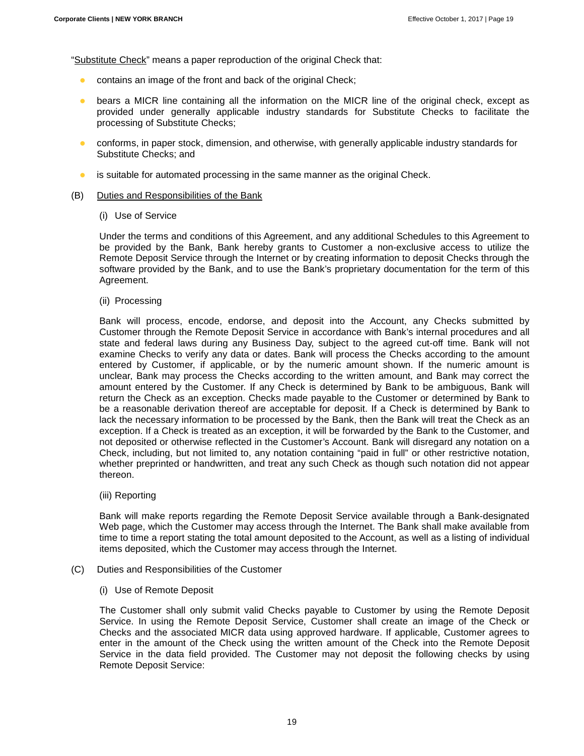"Substitute Check" means a paper reproduction of the original Check that:

- contains an image of the front and back of the original Check;
- bears a MICR line containing all the information on the MICR line of the original check, except as provided under generally applicable industry standards for Substitute Checks to facilitate the processing of Substitute Checks;
- conforms, in paper stock, dimension, and otherwise, with generally applicable industry standards for Substitute Checks; and
- is suitable for automated processing in the same manner as the original Check.

(B) Duties and Responsibilities of the Bank

(i) Use of Service

Under the terms and conditions of this Agreement, and any additional Schedules to this Agreement to be provided by the Bank, Bank hereby grants to Customer a non-exclusive access to utilize the Remote Deposit Service through the Internet or by creating information to deposit Checks through the software provided by the Bank, and to use the Bank's proprietary documentation for the term of this Agreement.

(ii) Processing

Bank will process, encode, endorse, and deposit into the Account, any Checks submitted by Customer through the Remote Deposit Service in accordance with Bank's internal procedures and all state and federal laws during any Business Day, subject to the agreed cut-off time. Bank will not examine Checks to verify any data or dates. Bank will process the Checks according to the amount entered by Customer, if applicable, or by the numeric amount shown. If the numeric amount is unclear, Bank may process the Checks according to the written amount, and Bank may correct the amount entered by the Customer. If any Check is determined by Bank to be ambiguous, Bank will return the Check as an exception. Checks made payable to the Customer or determined by Bank to be a reasonable derivation thereof are acceptable for deposit. If a Check is determined by Bank to lack the necessary information to be processed by the Bank, then the Bank will treat the Check as an exception. If a Check is treated as an exception, it will be forwarded by the Bank to the Customer, and not deposited or otherwise reflected in the Customer's Account. Bank will disregard any notation on a Check, including, but not limited to, any notation containing "paid in full" or other restrictive notation, whether preprinted or handwritten, and treat any such Check as though such notation did not appear thereon.

(iii) Reporting

Bank will make reports regarding the Remote Deposit Service available through a Bank-designated Web page, which the Customer may access through the Internet. The Bank shall make available from time to time a report stating the total amount deposited to the Account, as well as a listing of individual items deposited, which the Customer may access through the Internet.

(C) Duties and Responsibilities of the Customer

(i) Use of Remote Deposit

The Customer shall only submit valid Checks payable to Customer by using the Remote Deposit Service. In using the Remote Deposit Service, Customer shall create an image of the Check or Checks and the associated MICR data using approved hardware. If applicable, Customer agrees to enter in the amount of the Check using the written amount of the Check into the Remote Deposit Service in the data field provided. The Customer may not deposit the following checks by using Remote Deposit Service: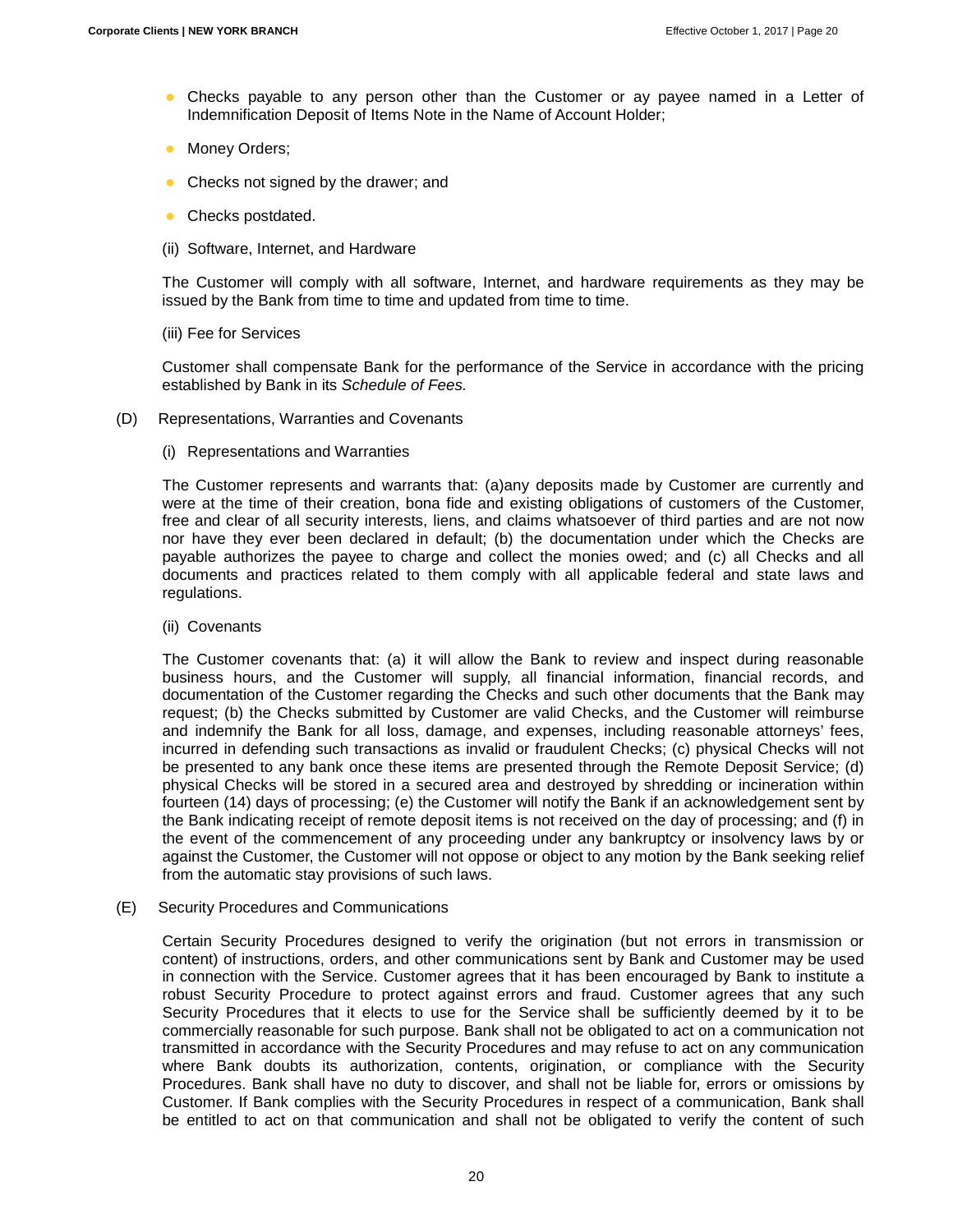- Checks payable to any person other than the Customer or ay payee named in a Letter of Indemnification Deposit of Items Note in the Name of Account Holder;
- Money Orders;
- Checks not signed by the drawer; and
- Checks postdated.

(ii) Software, Internet, and Hardware

The Customer will comply with all software, Internet, and hardware requirements as they may be issued by the Bank from time to time and updated from time to time.

(iii) Fee for Services

Customer shall compensate Bank for the performance of the Service in accordance with the pricing established by Bank in its *Schedule of Fees.*

(D) Representations, Warranties and Covenants

(i) Representations and Warranties

The Customer represents and warrants that: (a)any deposits made by Customer are currently and were at the time of their creation, bona fide and existing obligations of customers of the Customer, free and clear of all security interests, liens, and claims whatsoever of third parties and are not now nor have they ever been declared in default; (b) the documentation under which the Checks are payable authorizes the payee to charge and collect the monies owed; and (c) all Checks and all documents and practices related to them comply with all applicable federal and state laws and regulations.

(ii) Covenants

The Customer covenants that: (a) it will allow the Bank to review and inspect during reasonable business hours, and the Customer will supply, all financial information, financial records, and documentation of the Customer regarding the Checks and such other documents that the Bank may request; (b) the Checks submitted by Customer are valid Checks, and the Customer will reimburse and indemnify the Bank for all loss, damage, and expenses, including reasonable attorneys' fees, incurred in defending such transactions as invalid or fraudulent Checks; (c) physical Checks will not be presented to any bank once these items are presented through the Remote Deposit Service; (d) physical Checks will be stored in a secured area and destroyed by shredding or incineration within fourteen (14) days of processing; (e) the Customer will notify the Bank if an acknowledgement sent by the Bank indicating receipt of remote deposit items is not received on the day of processing; and (f) in the event of the commencement of any proceeding under any bankruptcy or insolvency laws by or against the Customer, the Customer will not oppose or object to any motion by the Bank seeking relief from the automatic stay provisions of such laws.

(E) Security Procedures and Communications

Certain Security Procedures designed to verify the origination (but not errors in transmission or content) of instructions, orders, and other communications sent by Bank and Customer may be used in connection with the Service. Customer agrees that it has been encouraged by Bank to institute a robust Security Procedure to protect against errors and fraud. Customer agrees that any such Security Procedures that it elects to use for the Service shall be sufficiently deemed by it to be commercially reasonable for such purpose. Bank shall not be obligated to act on a communication not transmitted in accordance with the Security Procedures and may refuse to act on any communication where Bank doubts its authorization, contents, origination, or compliance with the Security Procedures. Bank shall have no duty to discover, and shall not be liable for, errors or omissions by Customer. If Bank complies with the Security Procedures in respect of a communication, Bank shall be entitled to act on that communication and shall not be obligated to verify the content of such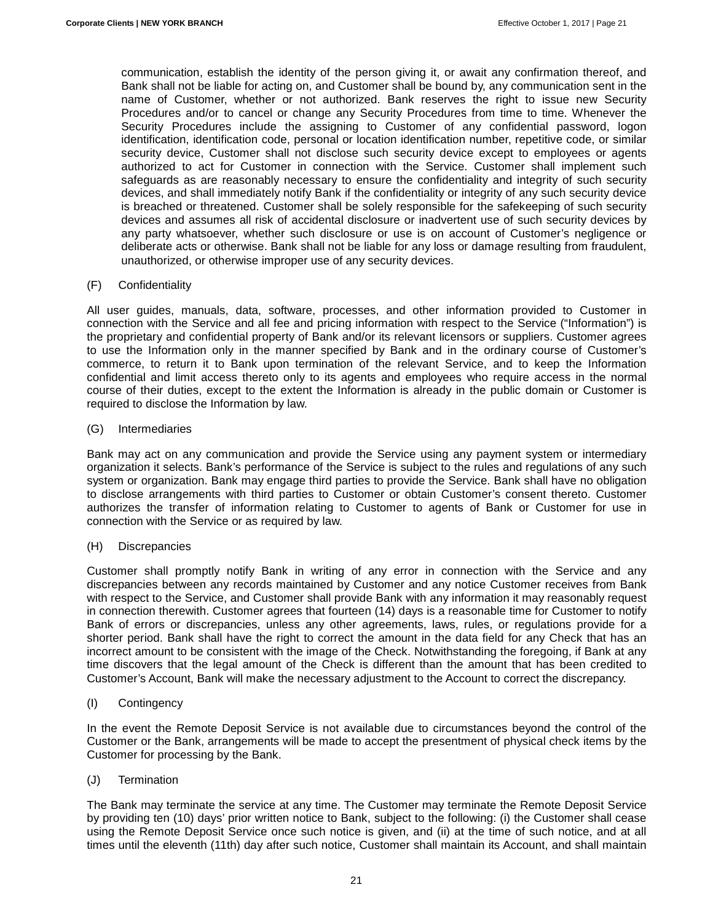communication, establish the identity of the person giving it, or await any confirmation thereof, and Bank shall not be liable for acting on, and Customer shall be bound by, any communication sent in the name of Customer, whether or not authorized. Bank reserves the right to issue new Security Procedures and/or to cancel or change any Security Procedures from time to time. Whenever the Security Procedures include the assigning to Customer of any confidential password, logon identification, identification code, personal or location identification number, repetitive code, or similar security device, Customer shall not disclose such security device except to employees or agents authorized to act for Customer in connection with the Service. Customer shall implement such safeguards as are reasonably necessary to ensure the confidentiality and integrity of such security devices, and shall immediately notify Bank if the confidentiality or integrity of any such security device is breached or threatened. Customer shall be solely responsible for the safekeeping of such security devices and assumes all risk of accidental disclosure or inadvertent use of such security devices by any party whatsoever, whether such disclosure or use is on account of Customer's negligence or deliberate acts or otherwise. Bank shall not be liable for any loss or damage resulting from fraudulent, unauthorized, or otherwise improper use of any security devices.

(F) Confidentiality

All user guides, manuals, data, software, processes, and other information provided to Customer in connection with the Service and all fee and pricing information with respect to the Service ("Information") is the proprietary and confidential property of Bank and/or its relevant licensors or suppliers. Customer agrees to use the Information only in the manner specified by Bank and in the ordinary course of Customer's commerce, to return it to Bank upon termination of the relevant Service, and to keep the Information confidential and limit access thereto only to its agents and employees who require access in the normal course of their duties, except to the extent the Information is already in the public domain or Customer is required to disclose the Information by law.

(G) Intermediaries

Bank may act on any communication and provide the Service using any payment system or intermediary organization it selects. Bank's performance of the Service is subject to the rules and regulations of any such system or organization. Bank may engage third parties to provide the Service. Bank shall have no obligation to disclose arrangements with third parties to Customer or obtain Customer's consent thereto. Customer authorizes the transfer of information relating to Customer to agents of Bank or Customer for use in connection with the Service or as required by law.

(H) Discrepancies

Customer shall promptly notify Bank in writing of any error in connection with the Service and any discrepancies between any records maintained by Customer and any notice Customer receives from Bank with respect to the Service, and Customer shall provide Bank with any information it may reasonably request in connection therewith. Customer agrees that fourteen (14) days is a reasonable time for Customer to notify Bank of errors or discrepancies, unless any other agreements, laws, rules, or regulations provide for a shorter period. Bank shall have the right to correct the amount in the data field for any Check that has an incorrect amount to be consistent with the image of the Check. Notwithstanding the foregoing, if Bank at any time discovers that the legal amount of the Check is different than the amount that has been credited to Customer's Account, Bank will make the necessary adjustment to the Account to correct the discrepancy.

(I) Contingency

In the event the Remote Deposit Service is not available due to circumstances beyond the control of the Customer or the Bank, arrangements will be made to accept the presentment of physical check items by the Customer for processing by the Bank.

(J) Termination

The Bank may terminate the service at any time. The Customer may terminate the Remote Deposit Service by providing ten (10) days' prior written notice to Bank, subject to the following: (i) the Customer shall cease using the Remote Deposit Service once such notice is given, and (ii) at the time of such notice, and at all times until the eleventh (11th) day after such notice, Customer shall maintain its Account, and shall maintain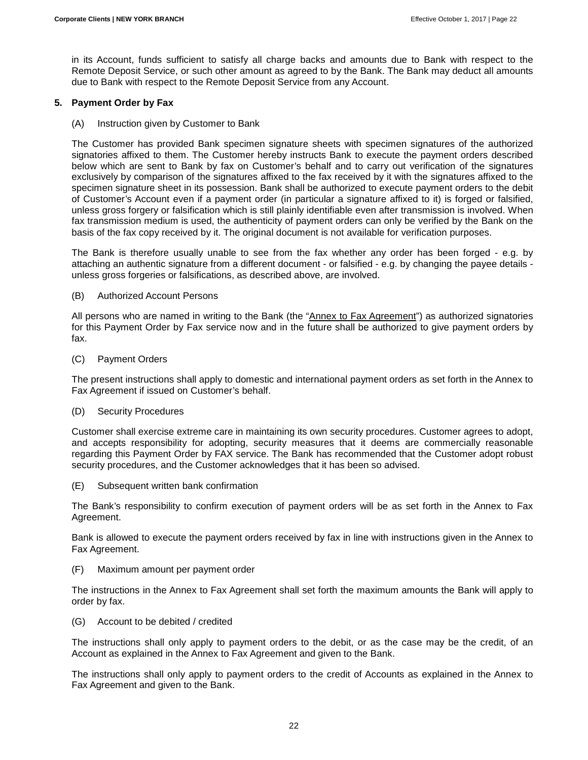in its Account, funds sufficient to satisfy all charge backs and amounts due to Bank with respect to the Remote Deposit Service, or such other amount as agreed to by the Bank. The Bank may deduct all amounts due to Bank with respect to the Remote Deposit Service from any Account.

### 5. Payment Order by Fax

(A) Instruction given by Customer to Bank

The Customer has provided Bank specimen signature sheets with specimen signatures of the authorized signatories affixed to them. The Customer hereby instructs Bank to execute the payment orders described below which are sent to Bank by fax on Customer's behalf and to carry out verification of the signatures exclusively by comparison of the signatures affixed to the fax received by it with the signatures affixed to the specimen signature sheet in its possession. Bank shall be authorized to execute payment orders to the debit of Customer's Account even if a payment order (in particular a signature affixed to it) is forged or falsified, unless gross forgery or falsification which is still plainly identifiable even after transmission is involved. When fax transmission medium is used, the authenticity of payment orders can only be verified by the Bank on the basis of the fax copy received by it. The original document is not available for verification purposes.

The Bank is therefore usually unable to see from the fax whether any order has been forged - e.g. by attaching an authentic signature from a different document - or falsified - e.g. by changing the payee details - unless gross forgeries or falsifications, as described above, are involved.

(B) Authorized Account Persons

All persons who are named in writing to the Bank (the "Annex to Fax Agreement") as authorized signatories for this Payment Order by Fax service now and in the future shall be authorized to give payment orders by fax.

(C) Payment Orders

The present instructions shall apply to domestic and international payment orders as set forth in the Annex to Fax Agreement if issued on Customer's behalf.

(D) Security Procedures

Customer shall exercise extreme care in maintaining its own security procedures. Customer agrees to adopt, and accepts responsibility for adopting, security measures that it deems are commercially reasonable regarding this Payment Order by FAX service. The Bank has recommended that the Customer adopt robust security procedures, and the Customer acknowledges that it has been so advised.

(E) Subsequent written bank confirmation

The Bank's responsibility to confirm execution of payment orders will be as set forth in the Annex to Fax Agreement.

Bank is allowed to execute the payment orders received by fax in line with instructions given in the Annex to Fax Agreement.

(F) Maximum amount per payment order

The instructions in the Annex to Fax Agreement shall set forth the maximum amounts the Bank will apply to order by fax.

(G) Account to be debited / credited

The instructions shall only apply to payment orders to the debit, or as the case may be the credit, of an Account as explained in the Annex to Fax Agreement and given to the Bank.

The instructions shall only apply to payment orders to the credit of Accounts as explained in the Annex to Fax Agreement and given to the Bank.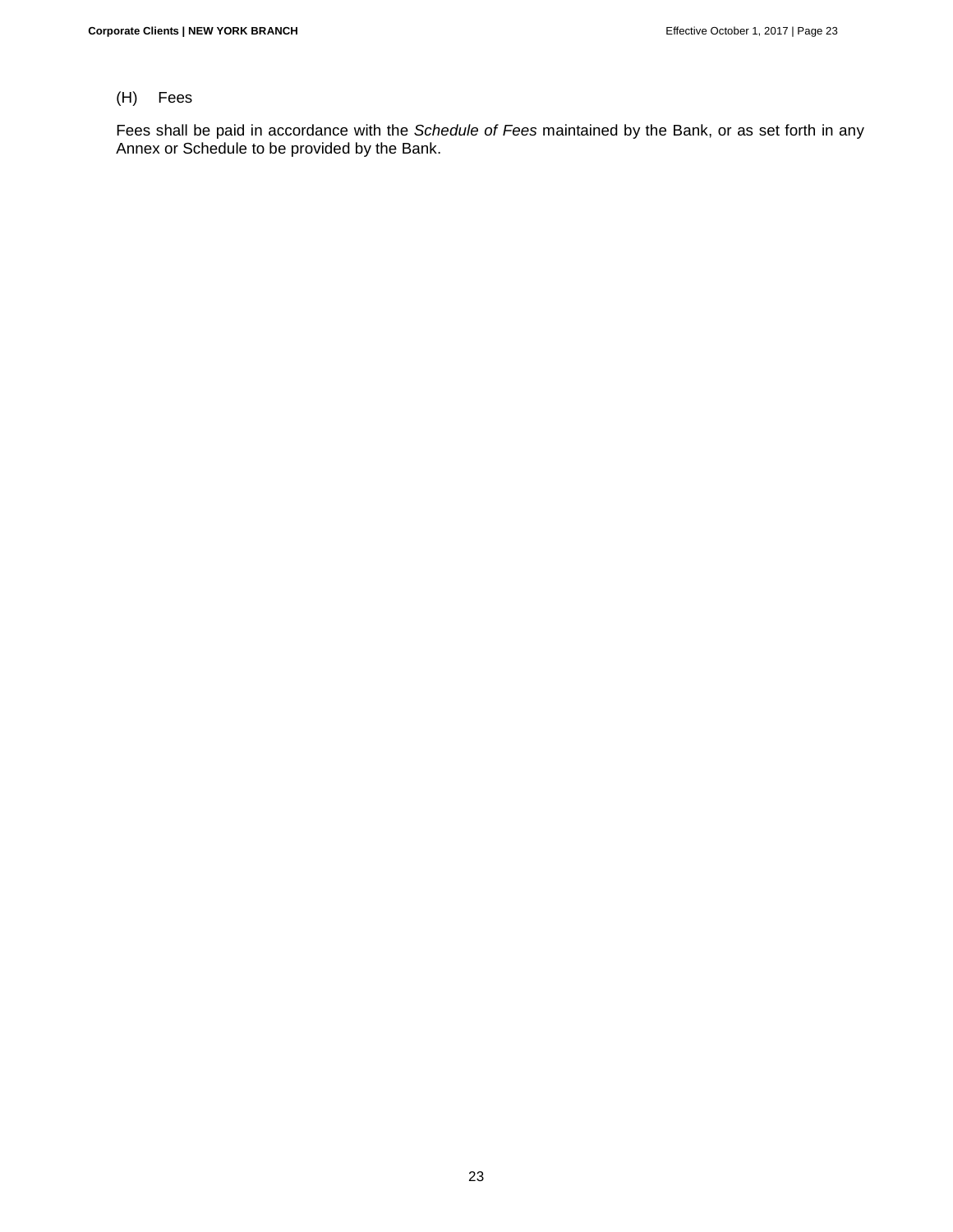### (H) Fees

Fees shall be paid in accordance with the *Schedule of Fees* maintained by the Bank, or as set forth in any Annex or Schedule to be provided by the Bank.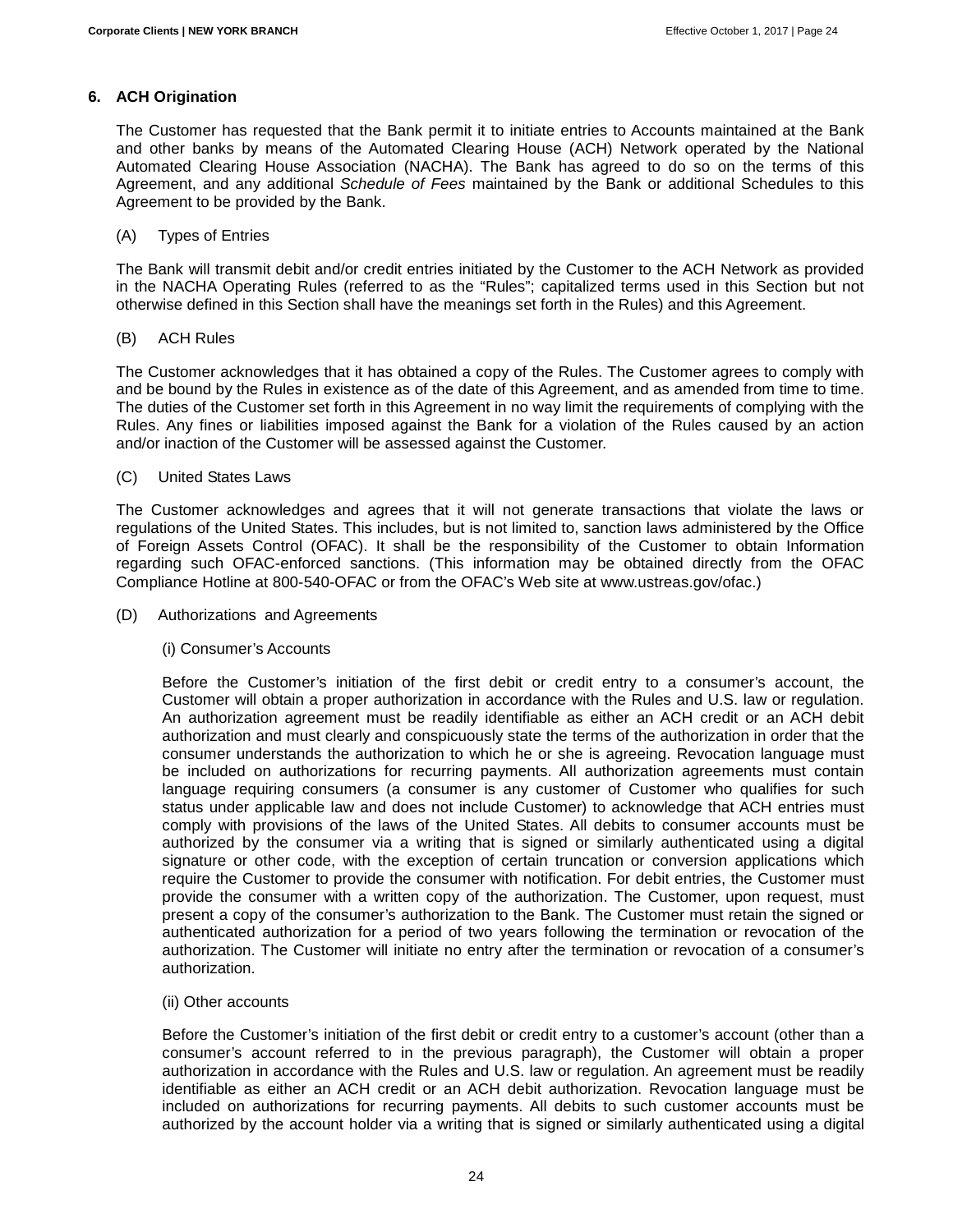## 6. ACH Origination

The Customer has requested that the Bank permit it to initiate entries to Accounts maintained at the Bank and other banks by means of the Automated Clearing House (ACH) Network operated by the National Automated Clearing House Association (NACHA). The Bank has agreed to do so on the terms of this Agreement, and any additional *Schedule of Fees* maintained by the Bank or additional Schedules to this Agreement to be provided by the Bank.

(A) Types of Entries

The Bank will transmit debit and/or credit entries initiated by the Customer to the ACH Network as provided in the NACHA Operating Rules (referred to as the "Rules"; capitalized terms used in this Section but not otherwise defined in this Section shall have the meanings set forth in the Rules) and this Agreement.

(B) ACH Rules

The Customer acknowledges that it has obtained a copy of the Rules. The Customer agrees to comply with and be bound by the Rules in existence as of the date of this Agreement, and as amended from time to time. The duties of the Customer set forth in this Agreement in no way limit the requirements of complying with the Rules. Any fines or liabilities imposed against the Bank for a violation of the Rules caused by an action and/or inaction of the Customer will be assessed against the Customer.

(C) United States Laws

The Customer acknowledges and agrees that it will not generate transactions that violate the laws or regulations of the United States. This includes, but is not limited to, sanction laws administered by the Office of Foreign Assets Control (OFAC). It shall be the responsibility of the Customer to obtain Information regarding such OFAC-enforced sanctions. (This information may be obtained directly from the OFAC Compliance Hotline at 800-540-OFAC or from the OFAC's Web site at www.ustreas.gov/ofac.)

(D) Authorizations and Agreements

(i) Consumer's Accounts

Before the Customer's initiation of the first debit or credit entry to a consumer's account, the Customer will obtain a proper authorization in accordance with the Rules and U.S. law or regulation. An authorization agreement must be readily identifiable as either an ACH credit or an ACH debit authorization and must clearly and conspicuously state the terms of the authorization in order that the consumer understands the authorization to which he or she is agreeing. Revocation language must be included on authorizations for recurring payments. All authorization agreements must contain language requiring consumers (a consumer is any customer of Customer who qualifies for such status under applicable law and does not include Customer) to acknowledge that ACH entries must comply with provisions of the laws of the United States. All debits to consumer accounts must be authorized by the consumer via a writing that is signed or similarly authenticated using a digital signature or other code, with the exception of certain truncation or conversion applications which require the Customer to provide the consumer with notification. For debit entries, the Customer must provide the consumer with a written copy of the authorization. The Customer, upon request, must present a copy of the consumer's authorization to the Bank. The Customer must retain the signed or authenticated authorization for a period of two years following the termination or revocation of the authorization. The Customer will initiate no entry after the termination or revocation of a consumer's authorization.

(ii) Other accounts

Before the Customer's initiation of the first debit or credit entry to a customer's account (other than a consumer's account referred to in the previous paragraph), the Customer will obtain a proper authorization in accordance with the Rules and U.S. law or regulation. An agreement must be readily identifiable as either an ACH credit or an ACH debit authorization. Revocation language must be included on authorizations for recurring payments. All debits to such customer accounts must be authorized by the account holder via a writing that is signed or similarly authenticated using a digital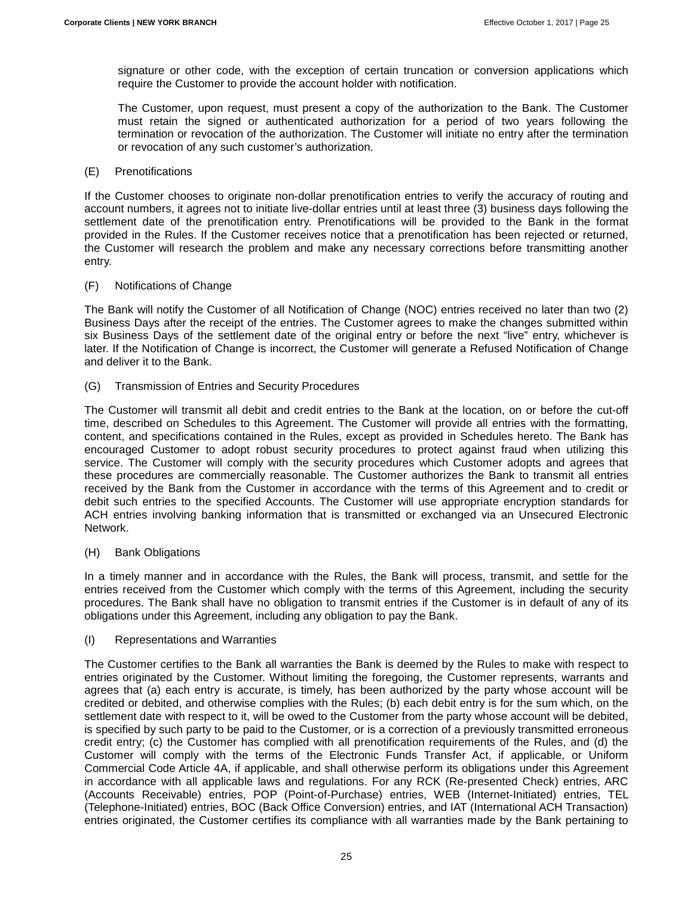signature or other code, with the exception of certain truncation or conversion applications which require the Customer to provide the account holder with notification.

The Customer, upon request, must present a copy of the authorization to the Bank. The Customer must retain the signed or authenticated authorization for a period of two years following the termination or revocation of the authorization. The Customer will initiate no entry after the termination or revocation of any such customer's authorization.

(E) Prenotifications

If the Customer chooses to originate non-dollar prenotification entries to verify the accuracy of routing and account numbers, it agrees not to initiate live-dollar entries until at least three (3) business days following the settlement date of the prenotification entry. Prenotifications will be provided to the Bank in the format provided in the Rules. If the Customer receives notice that a prenotification has been rejected or returned, the Customer will research the problem and make any necessary corrections before transmitting another entry.

(F) Notifications of Change

The Bank will notify the Customer of all Notification of Change (NOC) entries received no later than two (2) Business Days after the receipt of the entries. The Customer agrees to make the changes submitted within six Business Days of the settlement date of the original entry or before the next "live" entry, whichever is later. If the Notification of Change is incorrect, the Customer will generate a Refused Notification of Change and deliver it to the Bank.

(G) Transmission of Entries and Security Procedures

The Customer will transmit all debit and credit entries to the Bank at the location, on or before the cut-off time, described on Schedules to this Agreement. The Customer will provide all entries with the formatting, content, and specifications contained in the Rules, except as provided in Schedules hereto. The Bank has encouraged Customer to adopt robust security procedures to protect against fraud when utilizing this service. The Customer will comply with the security procedures which Customer adopts and agrees that these procedures are commercially reasonable. The Customer authorizes the Bank to transmit all entries received by the Bank from the Customer in accordance with the terms of this Agreement and to credit or debit such entries to the specified Accounts. The Customer will use appropriate encryption standards for ACH entries involving banking information that is transmitted or exchanged via an Unsecured Electronic Network.

(H) Bank Obligations

In a timely manner and in accordance with the Rules, the Bank will process, transmit, and settle for the entries received from the Customer which comply with the terms of this Agreement, including the security procedures. The Bank shall have no obligation to transmit entries if the Customer is in default of any of its obligations under this Agreement, including any obligation to pay the Bank.

(I) Representations and Warranties

The Customer certifies to the Bank all warranties the Bank is deemed by the Rules to make with respect to entries originated by the Customer. Without limiting the foregoing, the Customer represents, warrants and agrees that (a) each entry is accurate, is timely, has been authorized by the party whose account will be credited or debited, and otherwise complies with the Rules; (b) each debit entry is for the sum which, on the settlement date with respect to it, will be owed to the Customer from the party whose account will be debited, is specified by such party to be paid to the Customer, or is a correction of a previously transmitted erroneous credit entry; (c) the Customer has complied with all prenotification requirements of the Rules, and (d) the Customer will comply with the terms of the Electronic Funds Transfer Act, if applicable, or Uniform Commercial Code Article 4A, if applicable, and shall otherwise perform its obligations under this Agreement in accordance with all applicable laws and regulations. For any RCK (Re-presented Check) entries, ARC (Accounts Receivable) entries, POP (Point-of-Purchase) entries, WEB (Internet-Initiated) entries, TEL (Telephone-Initiated) entries, BOC (Back Office Conversion) entries, and IAT (International ACH Transaction) entries originated, the Customer certifies its compliance with all warranties made by the Bank pertaining to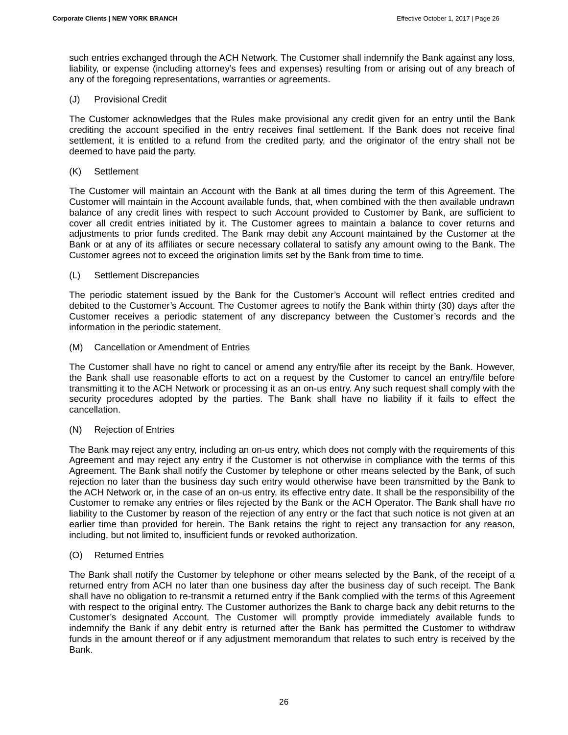such entries exchanged through the ACH Network. The Customer shall indemnify the Bank against any loss, liability, or expense (including attorney's fees and expenses) resulting from or arising out of any breach of any of the foregoing representations, warranties or agreements.

(J) Provisional Credit

The Customer acknowledges that the Rules make provisional any credit given for an entry until the Bank crediting the account specified in the entry receives final settlement. If the Bank does not receive final settlement, it is entitled to a refund from the credited party, and the originator of the entry shall not be deemed to have paid the party.

(K) Settlement

The Customer will maintain an Account with the Bank at all times during the term of this Agreement. The Customer will maintain in the Account available funds, that, when combined with the then available undrawn balance of any credit lines with respect to such Account provided to Customer by Bank, are sufficient to cover all credit entries initiated by it. The Customer agrees to maintain a balance to cover returns and adjustments to prior funds credited. The Bank may debit any Account maintained by the Customer at the Bank or at any of its affiliates or secure necessary collateral to satisfy any amount owing to the Bank. The Customer agrees not to exceed the origination limits set by the Bank from time to time.

(L) Settlement Discrepancies

The periodic statement issued by the Bank for the Customer's Account will reflect entries credited and debited to the Customer's Account. The Customer agrees to notify the Bank within thirty (30) days after the Customer receives a periodic statement of any discrepancy between the Customer's records and the information in the periodic statement.

(M) Cancellation or Amendment of Entries

The Customer shall have no right to cancel or amend any entry/file after its receipt by the Bank. However, the Bank shall use reasonable efforts to act on a request by the Customer to cancel an entry/file before transmitting it to the ACH Network or processing it as an on-us entry. Any such request shall comply with the security procedures adopted by the parties. The Bank shall have no liability if it fails to effect the cancellation.

(N) Rejection of Entries

The Bank may reject any entry, including an on-us entry, which does not comply with the requirements of this Agreement and may reject any entry if the Customer is not otherwise in compliance with the terms of this Agreement. The Bank shall notify the Customer by telephone or other means selected by the Bank, of such rejection no later than the business day such entry would otherwise have been transmitted by the Bank to the ACH Network or, in the case of an on-us entry, its effective entry date. It shall be the responsibility of the Customer to remake any entries or files rejected by the Bank or the ACH Operator. The Bank shall have no liability to the Customer by reason of the rejection of any entry or the fact that such notice is not given at an earlier time than provided for herein. The Bank retains the right to reject any transaction for any reason, including, but not limited to, insufficient funds or revoked authorization.

(O) Returned Entries

The Bank shall notify the Customer by telephone or other means selected by the Bank, of the receipt of a returned entry from ACH no later than one business day after the business day of such receipt. The Bank shall have no obligation to re-transmit a returned entry if the Bank complied with the terms of this Agreement with respect to the original entry. The Customer authorizes the Bank to charge back any debit returns to the Customer's designated Account. The Customer will promptly provide immediately available funds to indemnify the Bank if any debit entry is returned after the Bank has permitted the Customer to withdraw funds in the amount thereof or if any adjustment memorandum that relates to such entry is received by the Bank.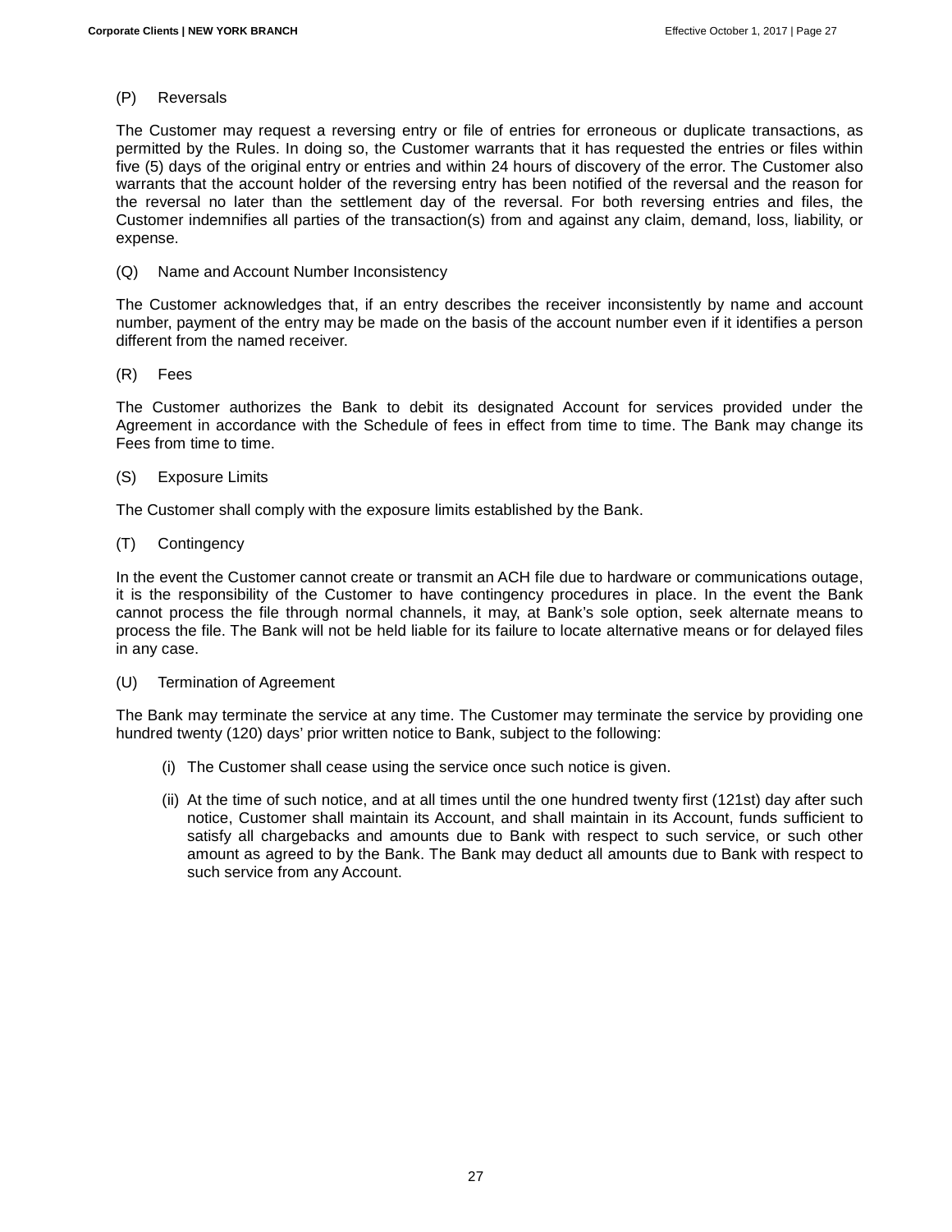(P) Reversals

The Customer may request a reversing entry or file of entries for erroneous or duplicate transactions, as permitted by the Rules. In doing so, the Customer warrants that it has requested the entries or files within five (5) days of the original entry or entries and within 24 hours of discovery of the error. The Customer also warrants that the account holder of the reversing entry has been notified of the reversal and the reason for the reversal no later than the settlement day of the reversal. For both reversing entries and files, the Customer indemnifies all parties of the transaction(s) from and against any claim, demand, loss, liability, or expense.

(Q) Name and Account Number Inconsistency

The Customer acknowledges that, if an entry describes the receiver inconsistently by name and account number, payment of the entry may be made on the basis of the account number even if it identifies a person different from the named receiver.

(R) Fees

The Customer authorizes the Bank to debit its designated Account for services provided under the Agreement in accordance with the Schedule of fees in effect from time to time. The Bank may change its Fees from time to time.

(S) Exposure Limits

The Customer shall comply with the exposure limits established by the Bank.

(T) Contingency

In the event the Customer cannot create or transmit an ACH file due to hardware or communications outage, it is the responsibility of the Customer to have contingency procedures in place. In the event the Bank cannot process the file through normal channels, it may, at Bank's sole option, seek alternate means to process the file. The Bank will not be held liable for its failure to locate alternative means or for delayed files in any case.

(U) Termination of Agreement

The Bank may terminate the service at any time. The Customer may terminate the service by providing one hundred twenty (120) days' prior written notice to Bank, subject to the following:

(i) The Customer shall cease using the service once such notice is given.

(ii) At the time of such notice, and at all times until the one hundred twenty first (121st) day after such notice, Customer shall maintain its Account, and shall maintain in its Account, funds sufficient to satisfy all chargebacks and amounts due to Bank with respect to such service, or such other amount as agreed to by the Bank. The Bank may deduct all amounts due to Bank with respect to such service from any Account.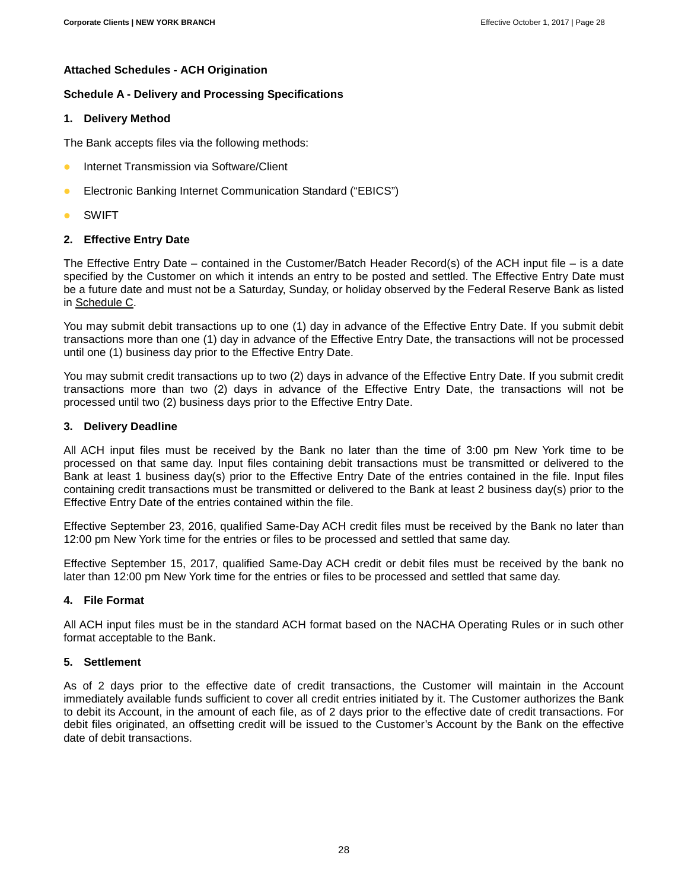**Attached Schedules - ACH Origination**

**Schedule A - Delivery and Processing Specifications**

**1. Delivery Method**

The Bank accepts files via the following methods:

- Internet Transmission via Software/Client
- Electronic Banking Internet Communication Standard ("EBICS")
- SWIFT

**2. Effective Entry Date**

The Effective Entry Date – contained in the Customer/Batch Header Record(s) of the ACH input file – is a date specified by the Customer on which it intends an entry to be posted and settled. The Effective Entry Date must be a future date and must not be a Saturday, Sunday, or holiday observed by the Federal Reserve Bank as listed in Schedule C.

You may submit debit transactions up to one (1) day in advance of the Effective Entry Date. If you submit debit transactions more than one (1) day in advance of the Effective Entry Date, the transactions will not be processed until one (1) business day prior to the Effective Entry Date.

You may submit credit transactions up to two (2) days in advance of the Effective Entry Date. If you submit credit transactions more than two (2) days in advance of the Effective Entry Date, the transactions will not be processed until two (2) business days prior to the Effective Entry Date.

**3. Delivery Deadline**

All ACH input files must be received by the Bank no later than the time of 3:00 pm New York time to be processed on that same day. Input files containing debit transactions must be transmitted or delivered to the Bank at least 1 business day(s) prior to the Effective Entry Date of the entries contained in the file. Input files containing credit transactions must be transmitted or delivered to the Bank at least 2 business day(s) prior to the Effective Entry Date of the entries contained within the file.

Effective September 23, 2016, qualified Same-Day ACH credit files must be received by the Bank no later than 12:00 pm New York time for the entries or files to be processed and settled that same day.

Effective September 15, 2017, qualified Same-Day ACH credit or debit files must be received by the bank no later than 12:00 pm New York time for the entries or files to be processed and settled that same day.

**4. File Format**

All ACH input files must be in the standard ACH format based on the NACHA Operating Rules or in such other format acceptable to the Bank.

**5. Settlement**

As of 2 days prior to the effective date of credit transactions, the Customer will maintain in the Account immediately available funds sufficient to cover all credit entries initiated by it. The Customer authorizes the Bank to debit its Account, in the amount of each file, as of 2 days prior to the effective date of credit transactions. For debit files originated, an offsetting credit will be issued to the Customer's Account by the Bank on the effective date of debit transactions.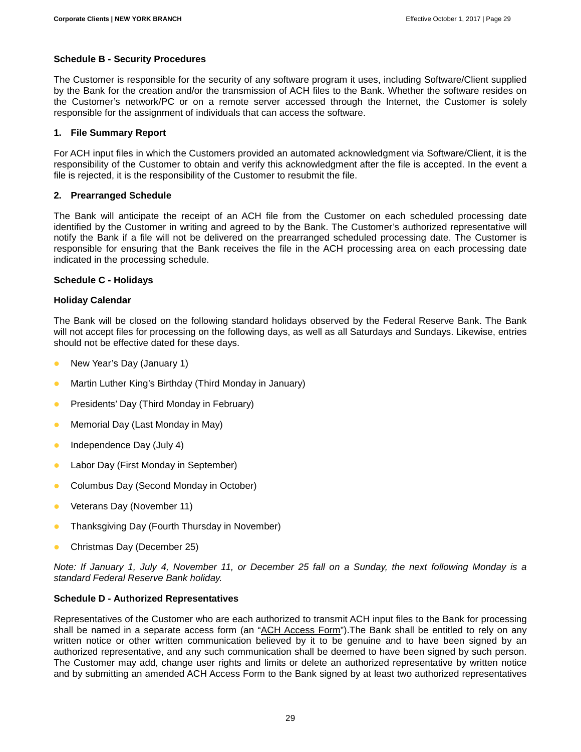### Schedule B - Security Procedures

The Customer is responsible for the security of any software program it uses, including Software/Client supplied by the Bank for the creation and/or the transmission of ACH files to the Bank. Whether the software resides on the Customer's network/PC or on a remote server accessed through the Internet, the Customer is solely responsible for the assignment of individuals that can access the software.

#### 1. File Summary Report

For ACH input files in which the Customers provided an automated acknowledgment via Software/Client, it is the responsibility of the Customer to obtain and verify this acknowledgment after the file is accepted. In the event a file is rejected, it is the responsibility of the Customer to resubmit the file.

#### 2. Prearranged Schedule

The Bank will anticipate the receipt of an ACH file from the Customer on each scheduled processing date identified by the Customer in writing and agreed to by the Bank. The Customer's authorized representative will notify the Bank if a file will not be delivered on the prearranged scheduled processing date. The Customer is responsible for ensuring that the Bank receives the file in the ACH processing area on each processing date indicated in the processing schedule.

### Schedule C - Holidays

#### Holiday Calendar

The Bank will be closed on the following standard holidays observed by the Federal Reserve Bank. The Bank will not accept files for processing on the following days, as well as all Saturdays and Sundays. Likewise, entries should not be effective dated for these days.

- New Year's Day (January 1)
- Martin Luther King's Birthday (Third Monday in January)
- Presidents' Day (Third Monday in February)
- Memorial Day (Last Monday in May)
- Independence Day (July 4)
- Labor Day (First Monday in September)
- Columbus Day (Second Monday in October)
- Veterans Day (November 11)
- Thanksgiving Day (Fourth Thursday in November)
- Christmas Day (December 25)

*Note: If January 1, July 4, November 11, or December 25 fall on a Sunday, the next following Monday is a standard Federal Reserve Bank holiday.*

### Schedule D - Authorized Representatives

Representatives of the Customer who are each authorized to transmit ACH input files to the Bank for processing shall be named in a separate access form (an "ACH Access Form").The Bank shall be entitled to rely on any written notice or other written communication believed by it to be genuine and to have been signed by an authorized representative, and any such communication shall be deemed to have been signed by such person. The Customer may add, change user rights and limits or delete an authorized representative by written notice and by submitting an amended ACH Access Form to the Bank signed by at least two authorized representatives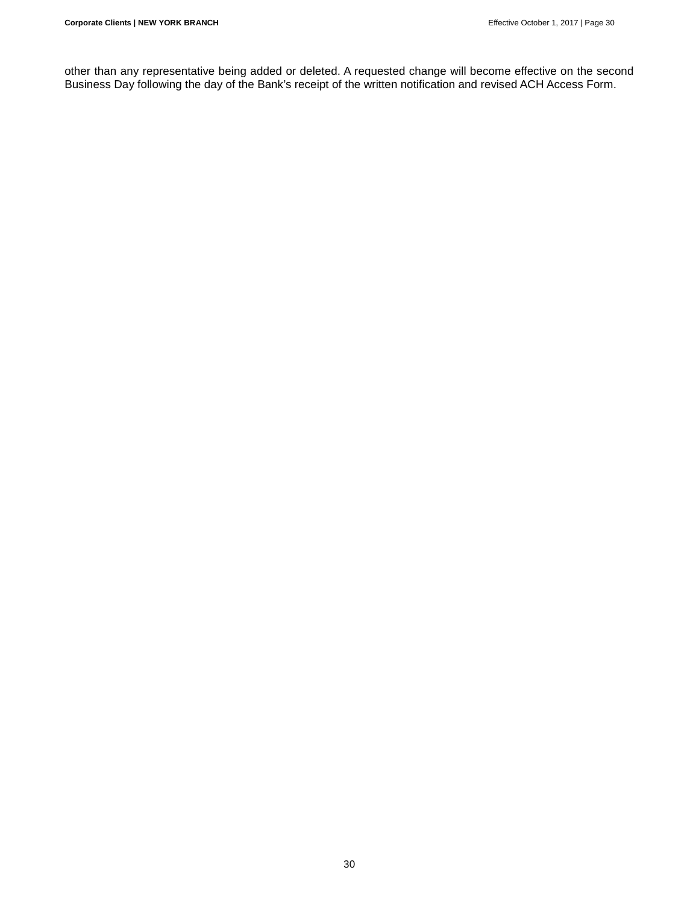other than any representative being added or deleted. A requested change will become effective on the second Business Day following the day of the Bank's receipt of the written notification and revised ACH Access Form.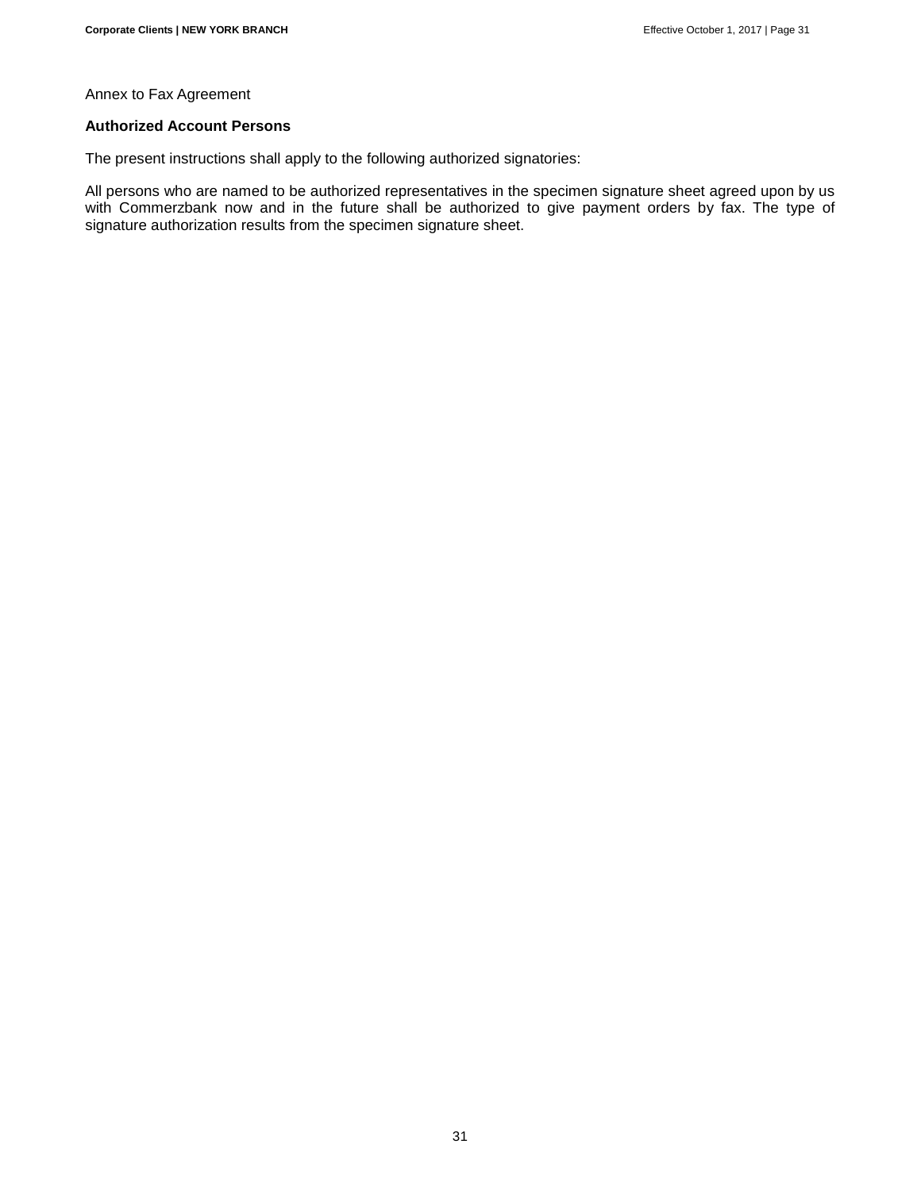Annex to Fax Agreement

**Authorized Account Persons**

The present instructions shall apply to the following authorized signatories:

All persons who are named to be authorized representatives in the specimen signature sheet agreed upon by us with Commerzbank now and in the future shall be authorized to give payment orders by fax. The type of signature authorization results from the specimen signature sheet.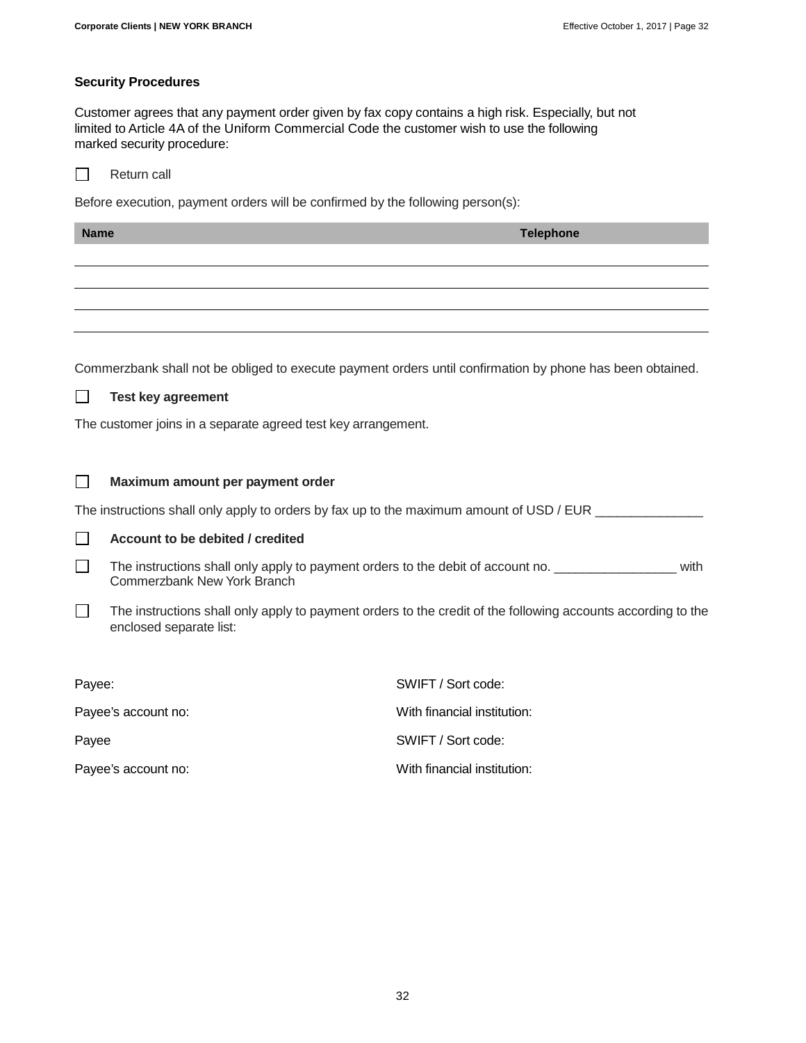### Security Procedures

Customer agrees that any payment order given by fax copy contains a high risk. Especially, but not limited to Article 4A of the Uniform Commercial Code the customer wish to use the following marked security procedure:

☐ Return call

Before execution, payment orders will be confirmed by the following person(s):

| Name | Telephone |
| --- | --- |
| | |
| | |
| | |
| | |

Commerzbank shall not be obliged to execute payment orders until confirmation by phone has been obtained.

☐ **Test key agreement**

The customer joins in a separate agreed test key arrangement.

☐ **Maximum amount per payment order**

The instructions shall only apply to orders by fax up to the maximum amount of USD / EUR _______________

☐ **Account to be debited / credited**

☐ The instructions shall only apply to payment orders to the debit of account no. _________________ with Commerzbank New York Branch

☐ The instructions shall only apply to payment orders to the credit of the following accounts according to the enclosed separate list:

Payee: SWIFT / Sort code:

Payee's account no: With financial institution:

Payee SWIFT / Sort code:

Payee's account no: With financial institution: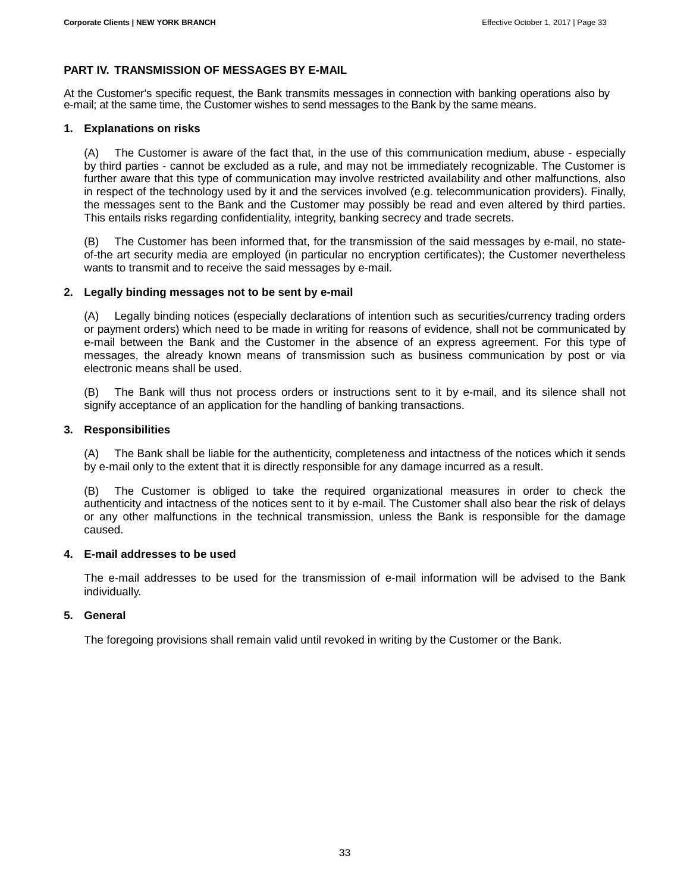## PART IV. TRANSMISSION OF MESSAGES BY E-MAIL

At the Customer's specific request, the Bank transmits messages in connection with banking operations also by e-mail; at the same time, the Customer wishes to send messages to the Bank by the same means.

### 1. Explanations on risks

(A) The Customer is aware of the fact that, in the use of this communication medium, abuse - especially by third parties - cannot be excluded as a rule, and may not be immediately recognizable. The Customer is further aware that this type of communication may involve restricted availability and other malfunctions, also in respect of the technology used by it and the services involved (e.g. telecommunication providers). Finally, the messages sent to the Bank and the Customer may possibly be read and even altered by third parties. This entails risks regarding confidentiality, integrity, banking secrecy and trade secrets.

(B) The Customer has been informed that, for the transmission of the said messages by e-mail, no state-of-the art security media are employed (in particular no encryption certificates); the Customer nevertheless wants to transmit and to receive the said messages by e-mail.

### 2. Legally binding messages not to be sent by e-mail

(A) Legally binding notices (especially declarations of intention such as securities/currency trading orders or payment orders) which need to be made in writing for reasons of evidence, shall not be communicated by e-mail between the Bank and the Customer in the absence of an express agreement. For this type of messages, the already known means of transmission such as business communication by post or via electronic means shall be used.

(B) The Bank will thus not process orders or instructions sent to it by e-mail, and its silence shall not signify acceptance of an application for the handling of banking transactions.

### 3. Responsibilities

(A) The Bank shall be liable for the authenticity, completeness and intactness of the notices which it sends by e-mail only to the extent that it is directly responsible for any damage incurred as a result.

(B) The Customer is obliged to take the required organizational measures in order to check the authenticity and intactness of the notices sent to it by e-mail. The Customer shall also bear the risk of delays or any other malfunctions in the technical transmission, unless the Bank is responsible for the damage caused.

### 4. E-mail addresses to be used

The e-mail addresses to be used for the transmission of e-mail information will be advised to the Bank individually.

### 5. General

The foregoing provisions shall remain valid until revoked in writing by the Customer or the Bank.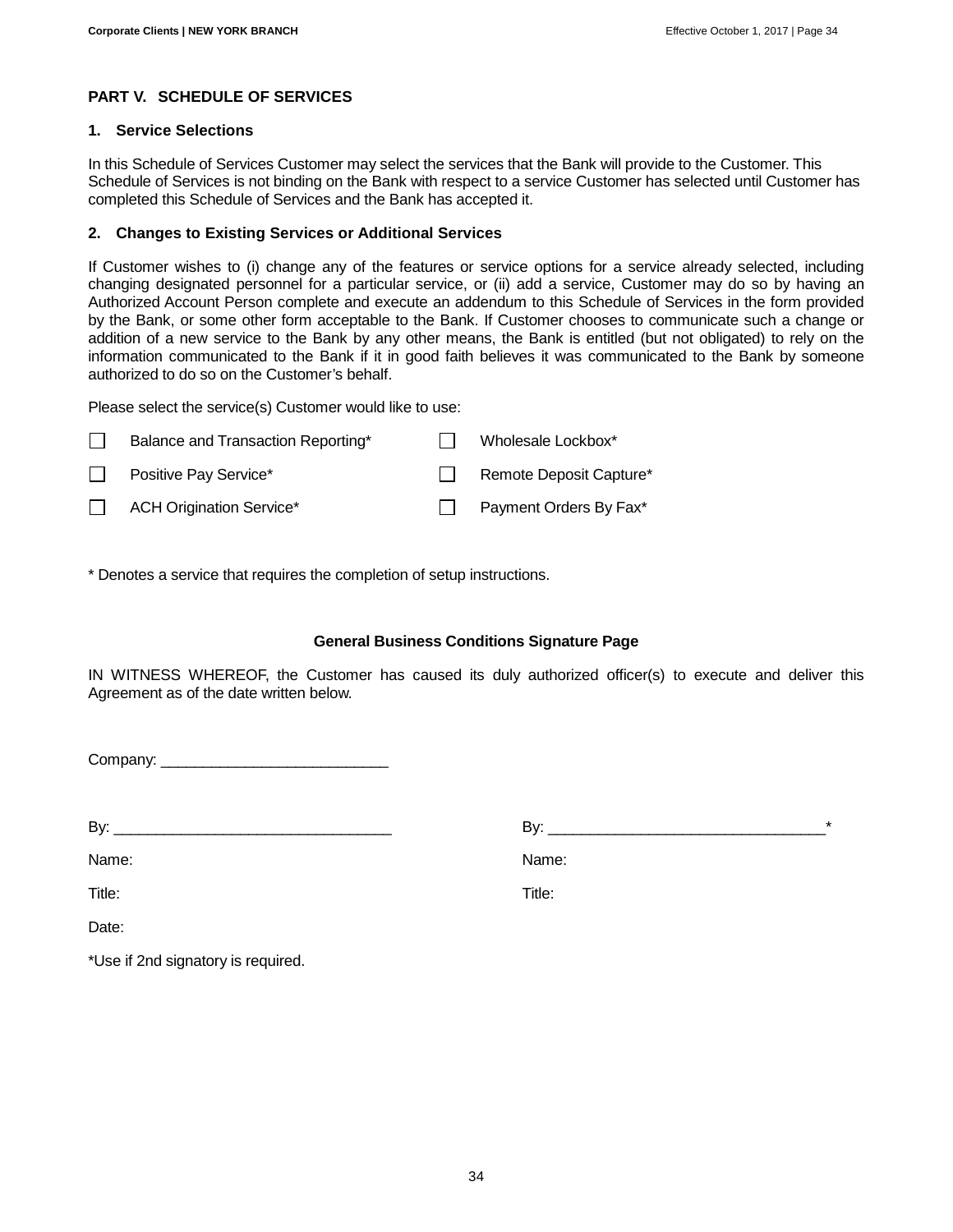## PART V. SCHEDULE OF SERVICES

### 1. Service Selections

In this Schedule of Services Customer may select the services that the Bank will provide to the Customer. This Schedule of Services is not binding on the Bank with respect to a service Customer has selected until Customer has completed this Schedule of Services and the Bank has accepted it.

### 2. Changes to Existing Services or Additional Services

If Customer wishes to (i) change any of the features or service options for a service already selected, including changing designated personnel for a particular service, or (ii) add a service, Customer may do so by having an Authorized Account Person complete and execute an addendum to this Schedule of Services in the form provided by the Bank, or some other form acceptable to the Bank. If Customer chooses to communicate such a change or addition of a new service to the Bank by any other means, the Bank is entitled (but not obligated) to rely on the information communicated to the Bank if it in good faith believes it was communicated to the Bank by someone authorized to do so on the Customer's behalf.

Please select the service(s) Customer would like to use:

- ☐ Balance and Transaction Reporting*
- ☐ Positive Pay Service*
- ☐ ACH Origination Service*
- ☐ Wholesale Lockbox*
- ☐ Remote Deposit Capture*
- ☐ Payment Orders By Fax*

* Denotes a service that requires the completion of setup instructions.

**General Business Conditions Signature Page**

IN WITNESS WHEREOF, the Customer has caused its duly authorized officer(s) to execute and deliver this Agreement as of the date written below.

Company: ___________________________

By: _________________________________

Name:

Title:

Date:

By: _________________________________*

Name:

Title:

*Use if 2nd signatory is required.